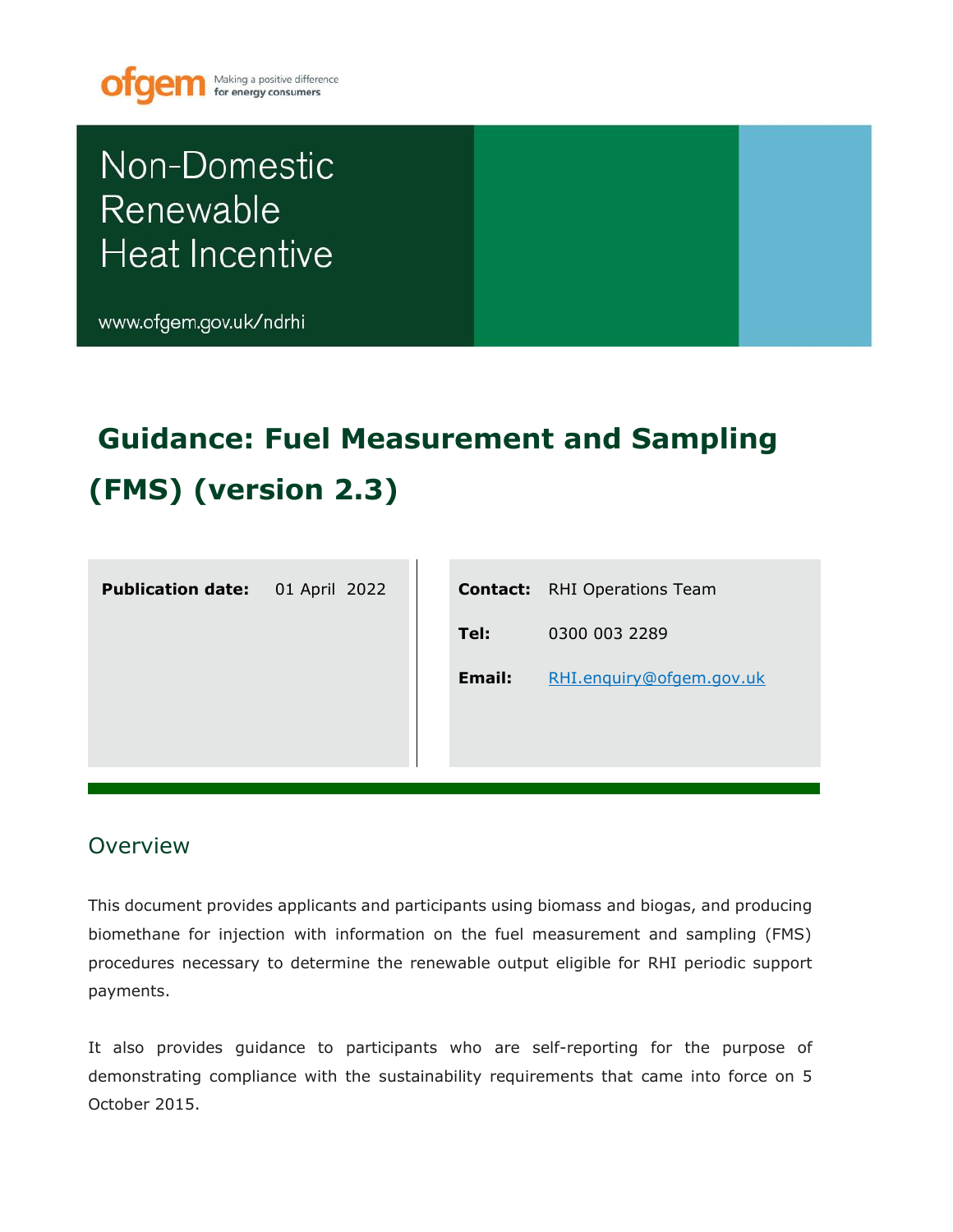ofgem Making a positive difference for energy consumers

# Non-Domestic Renewable Heat Incentive

www.ofgem.gov.uk/ndrhi

# Guidance: Fuel Measurement and Sampling (FMS) (version 2.3)

| | |
|---|---|
| **Publication date:** | 01 April 2022 |
| **Contact:** | RHI Operations Team |
| **Tel:** | 0300 003 2289 |
| **Email:** | RHI.enquiry@ofgem.gov.uk |

## Overview

This document provides applicants and participants using biomass and biogas, and producing biomethane for injection with information on the fuel measurement and sampling (FMS) procedures necessary to determine the renewable output eligible for RHI periodic support payments.

It also provides guidance to participants who are self-reporting for the purpose of demonstrating compliance with the sustainability requirements that came into force on 5 October 2015.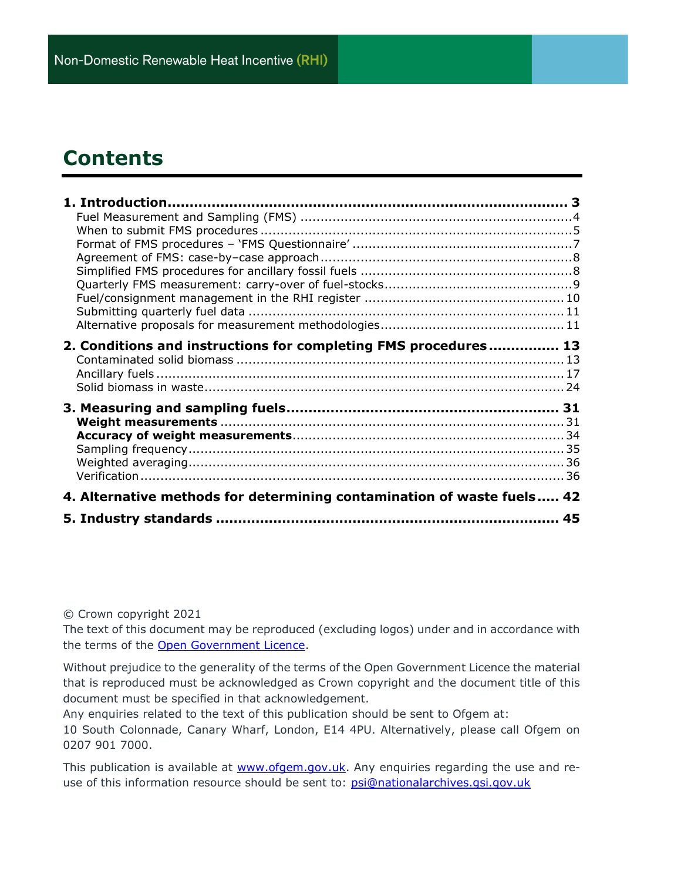# Contents

**1. Introduction** ........................................................................................ **3**
- Fuel Measurement and Sampling (FMS) ........................................................ 4
- When to submit FMS procedures ................................................................ 5
- Format of FMS procedures – 'FMS Questionnaire' ........................................... 7
- Agreement of FMS: case-by–case approach .................................................. 8
- Simplified FMS procedures for ancillary fossil fuels ........................................ 8
- Quarterly FMS measurement: carry-over of fuel-stocks ................................... 9
- Fuel/consignment management in the RHI register ........................................ 10
- Submitting quarterly fuel data .................................................................. 11
- Alternative proposals for measurement methodologies ................................... 11

**2. Conditions and instructions for completing FMS procedures** ............... **13**
- Contaminated solid biomass ..................................................................... 13
- Ancillary fuels ........................................................................................ 17
- Solid biomass in waste ............................................................................. 24

**3. Measuring and sampling fuels** ........................................................... **31**
- **Weight measurements** ........................................................................... 31
- **Accuracy of weight measurements** .......................................................... 34
- Sampling frequency ................................................................................. 35
- Weighted averaging ................................................................................. 36
- Verification ............................................................................................ 36

**4. Alternative methods for determining contamination of waste fuels** ..... **42**

**5. Industry standards** ............................................................................ **45**

© Crown copyright 2021

The text of this document may be reproduced (excluding logos) under and in accordance with the terms of the Open Government Licence.

Without prejudice to the generality of the terms of the Open Government Licence the material that is reproduced must be acknowledged as Crown copyright and the document title of this document must be specified in that acknowledgement.

Any enquiries related to the text of this publication should be sent to Ofgem at:

10 South Colonnade, Canary Wharf, London, E14 4PU. Alternatively, please call Ofgem on 0207 901 7000.

This publication is available at www.ofgem.gov.uk. Any enquiries regarding the use and re-use of this information resource should be sent to: psi@nationalarchives.gsi.gov.uk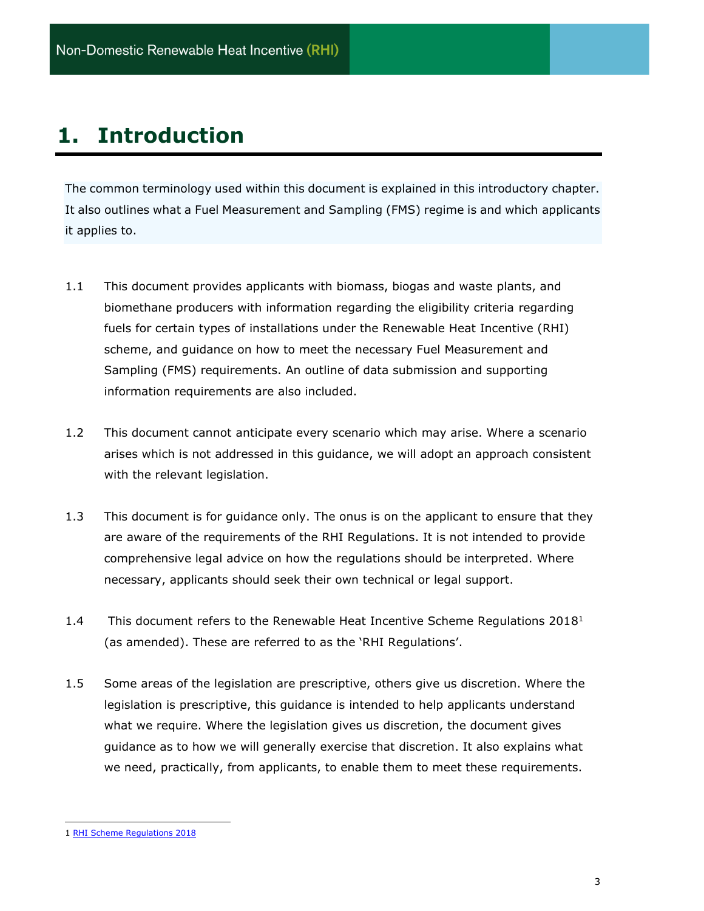# 1. Introduction

The common terminology used within this document is explained in this introductory chapter. It also outlines what a Fuel Measurement and Sampling (FMS) regime is and which applicants it applies to.

1.1 This document provides applicants with biomass, biogas and waste plants, and biomethane producers with information regarding the eligibility criteria regarding fuels for certain types of installations under the Renewable Heat Incentive (RHI) scheme, and guidance on how to meet the necessary Fuel Measurement and Sampling (FMS) requirements. An outline of data submission and supporting information requirements are also included.

1.2 This document cannot anticipate every scenario which may arise. Where a scenario arises which is not addressed in this guidance, we will adopt an approach consistent with the relevant legislation.

1.3 This document is for guidance only. The onus is on the applicant to ensure that they are aware of the requirements of the RHI Regulations. It is not intended to provide comprehensive legal advice on how the regulations should be interpreted. Where necessary, applicants should seek their own technical or legal support.

1.4 This document refers to the Renewable Heat Incentive Scheme Regulations 2018[1] (as amended). These are referred to as the 'RHI Regulations'.

1.5 Some areas of the legislation are prescriptive, others give us discretion. Where the legislation is prescriptive, this guidance is intended to help applicants understand what we require. Where the legislation gives us discretion, the document gives guidance as to how we will generally exercise that discretion. It also explains what we need, practically, from applicants, to enable them to meet these requirements.

---

1 RHI Scheme Regulations 2018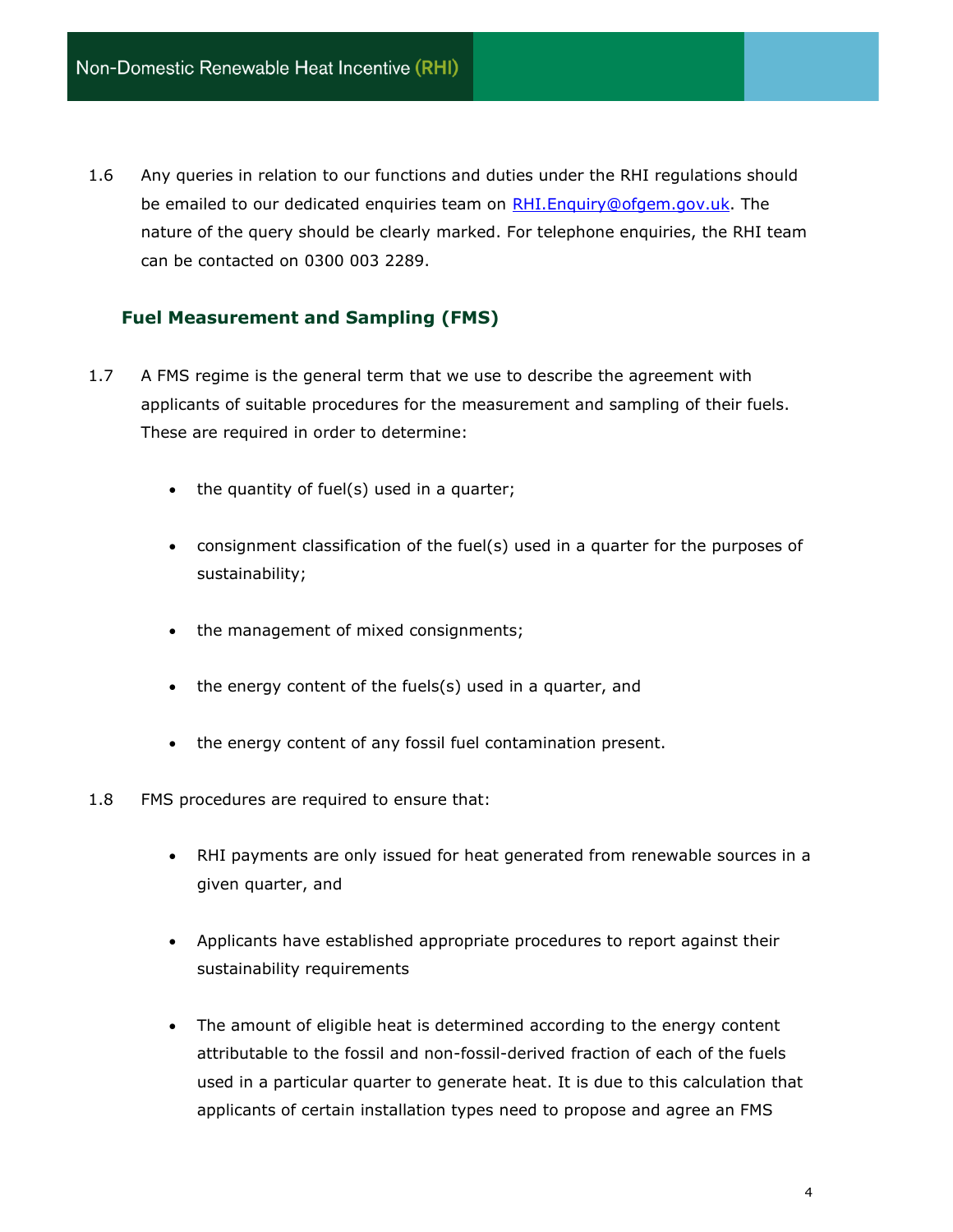1.6 Any queries in relation to our functions and duties under the RHI regulations should be emailed to our dedicated enquiries team on [RHI.Enquiry@ofgem.gov.uk](mailto:RHI.Enquiry@ofgem.gov.uk). The nature of the query should be clearly marked. For telephone enquiries, the RHI team can be contacted on 0300 003 2289.

### Fuel Measurement and Sampling (FMS)

1.7 A FMS regime is the general term that we use to describe the agreement with applicants of suitable procedures for the measurement and sampling of their fuels. These are required in order to determine:

- the quantity of fuel(s) used in a quarter;
- consignment classification of the fuel(s) used in a quarter for the purposes of sustainability;
- the management of mixed consignments;
- the energy content of the fuels(s) used in a quarter, and
- the energy content of any fossil fuel contamination present.

1.8 FMS procedures are required to ensure that:

- RHI payments are only issued for heat generated from renewable sources in a given quarter, and
- Applicants have established appropriate procedures to report against their sustainability requirements
- The amount of eligible heat is determined according to the energy content attributable to the fossil and non-fossil-derived fraction of each of the fuels used in a particular quarter to generate heat. It is due to this calculation that applicants of certain installation types need to propose and agree an FMS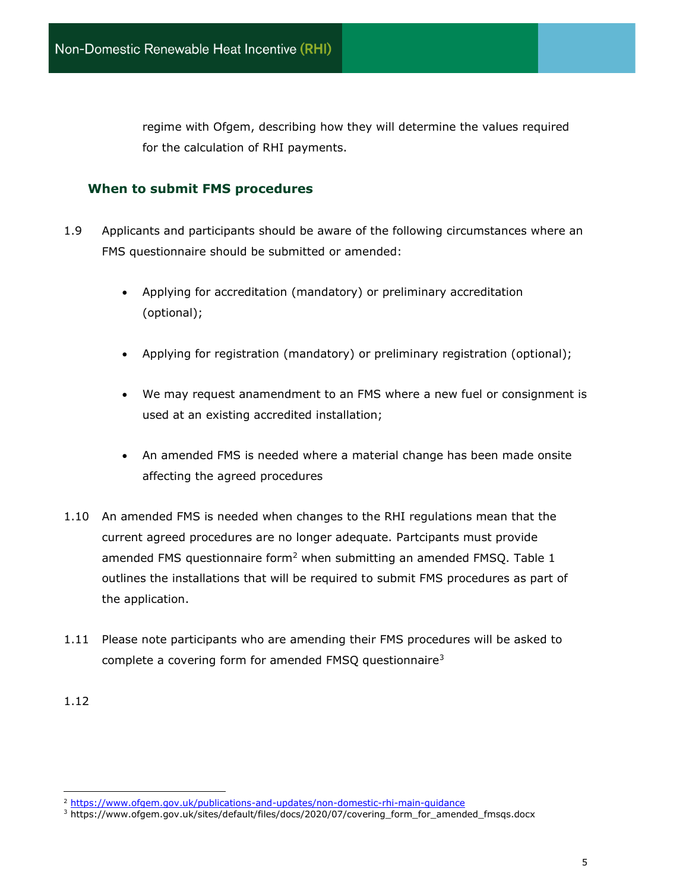regime with Ofgem, describing how they will determine the values required for the calculation of RHI payments.

### When to submit FMS procedures

1.9 Applicants and participants should be aware of the following circumstances where an FMS questionnaire should be submitted or amended:

- Applying for accreditation (mandatory) or preliminary accreditation (optional);
- Applying for registration (mandatory) or preliminary registration (optional);
- We may request anamendment to an FMS where a new fuel or consignment is used at an existing accredited installation;
- An amended FMS is needed where a material change has been made onsite affecting the agreed procedures

1.10 An amended FMS is needed when changes to the RHI regulations mean that the current agreed procedures are no longer adequate. Partcipants must provide amended FMS questionnaire form[2] when submitting an amended FMSQ. Table 1 outlines the installations that will be required to submit FMS procedures as part of the application.

1.11 Please note participants who are amending their FMS procedures will be asked to complete a covering form for amended FMSQ questionnaire[3]

1.12

---

[2] https://www.ofgem.gov.uk/publications-and-updates/non-domestic-rhi-main-guidance

[3] https://www.ofgem.gov.uk/sites/default/files/docs/2020/07/covering_form_for_amended_fmsqs.docx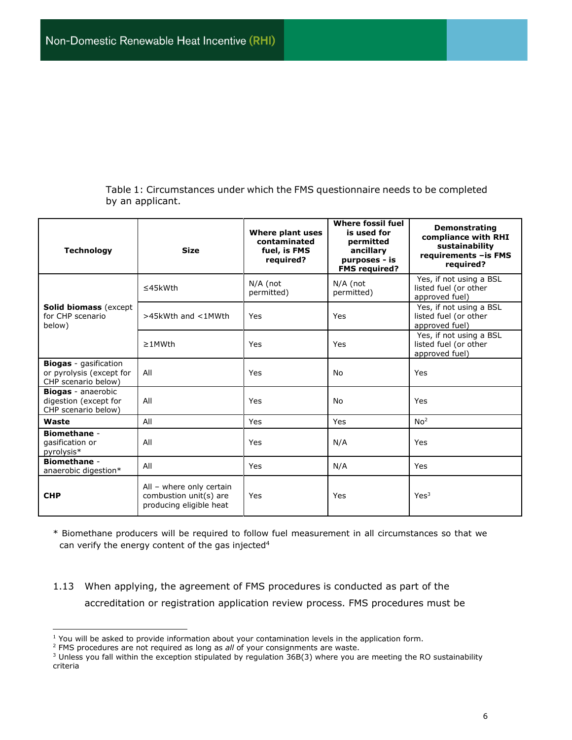Table 1: Circumstances under which the FMS questionnaire needs to be completed by an applicant.

| Technology | Size | Where plant uses contaminated fuel, is FMS required? | Where fossil fuel is used for permitted ancillary purposes - is FMS required? | Demonstrating compliance with RHI sustainability requirements –is FMS required? |
|---|---|---|---|---|
| **Solid biomass** (except for CHP scenario below) | ≤45kWth | N/A (not permitted) | N/A (not permitted) | Yes, if not using a BSL listed fuel (or other approved fuel) |
| | >45kWth and <1MWth | Yes | Yes | Yes, if not using a BSL listed fuel (or other approved fuel) |
| | ≥1MWth | Yes | Yes | Yes, if not using a BSL listed fuel (or other approved fuel) |
| **Biogas** - gasification or pyrolysis (except for CHP scenario below) | All | Yes | No | Yes |
| **Biogas** - anaerobic digestion (except for CHP scenario below) | All | Yes | No | Yes |
| **Waste** | All | Yes | Yes | No[2] |
| **Biomethane** - gasification or pyrolysis* | All | Yes | N/A | Yes |
| **Biomethane** - anaerobic digestion* | All | Yes | N/A | Yes |
| **CHP** | All – where only certain combustion unit(s) are producing eligible heat | Yes | Yes | Yes[3] |

* Biomethane producers will be required to follow fuel measurement in all circumstances so that we can verify the energy content of the gas injected[4]

1.13 When applying, the agreement of FMS procedures is conducted as part of the accreditation or registration application review process. FMS procedures must be

---

[1] You will be asked to provide information about your contamination levels in the application form.

[2] FMS procedures are not required as long as *all* of your consignments are waste.

[3] Unless you fall within the exception stipulated by regulation 36B(3) where you are meeting the RO sustainability criteria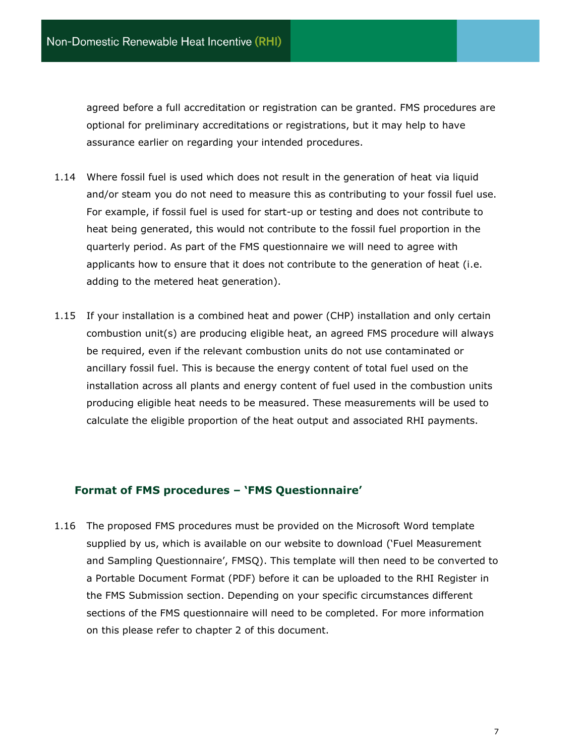agreed before a full accreditation or registration can be granted. FMS procedures are optional for preliminary accreditations or registrations, but it may help to have assurance earlier on regarding your intended procedures.

1.14 Where fossil fuel is used which does not result in the generation of heat via liquid and/or steam you do not need to measure this as contributing to your fossil fuel use. For example, if fossil fuel is used for start-up or testing and does not contribute to heat being generated, this would not contribute to the fossil fuel proportion in the quarterly period. As part of the FMS questionnaire we will need to agree with applicants how to ensure that it does not contribute to the generation of heat (i.e. adding to the metered heat generation).

1.15 If your installation is a combined heat and power (CHP) installation and only certain combustion unit(s) are producing eligible heat, an agreed FMS procedure will always be required, even if the relevant combustion units do not use contaminated or ancillary fossil fuel. This is because the energy content of total fuel used on the installation across all plants and energy content of fuel used in the combustion units producing eligible heat needs to be measured. These measurements will be used to calculate the eligible proportion of the heat output and associated RHI payments.

### Format of FMS procedures – 'FMS Questionnaire'

1.16 The proposed FMS procedures must be provided on the Microsoft Word template supplied by us, which is available on our website to download ('Fuel Measurement and Sampling Questionnaire', FMSQ). This template will then need to be converted to a Portable Document Format (PDF) before it can be uploaded to the RHI Register in the FMS Submission section. Depending on your specific circumstances different sections of the FMS questionnaire will need to be completed. For more information on this please refer to chapter 2 of this document.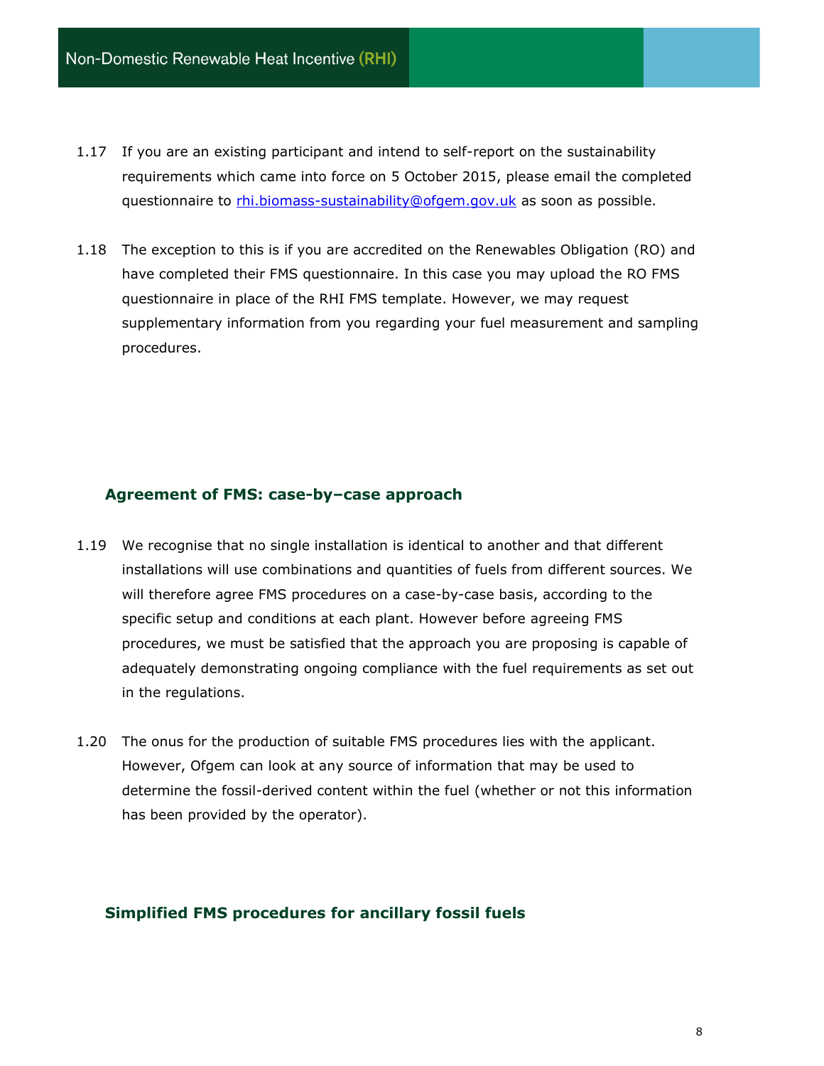1.17 If you are an existing participant and intend to self-report on the sustainability requirements which came into force on 5 October 2015, please email the completed questionnaire to rhi.biomass-sustainability@ofgem.gov.uk as soon as possible.

1.18 The exception to this is if you are accredited on the Renewables Obligation (RO) and have completed their FMS questionnaire. In this case you may upload the RO FMS questionnaire in place of the RHI FMS template. However, we may request supplementary information from you regarding your fuel measurement and sampling procedures.

### Agreement of FMS: case-by–case approach

1.19 We recognise that no single installation is identical to another and that different installations will use combinations and quantities of fuels from different sources. We will therefore agree FMS procedures on a case-by-case basis, according to the specific setup and conditions at each plant. However before agreeing FMS procedures, we must be satisfied that the approach you are proposing is capable of adequately demonstrating ongoing compliance with the fuel requirements as set out in the regulations.

1.20 The onus for the production of suitable FMS procedures lies with the applicant. However, Ofgem can look at any source of information that may be used to determine the fossil-derived content within the fuel (whether or not this information has been provided by the operator).

### Simplified FMS procedures for ancillary fossil fuels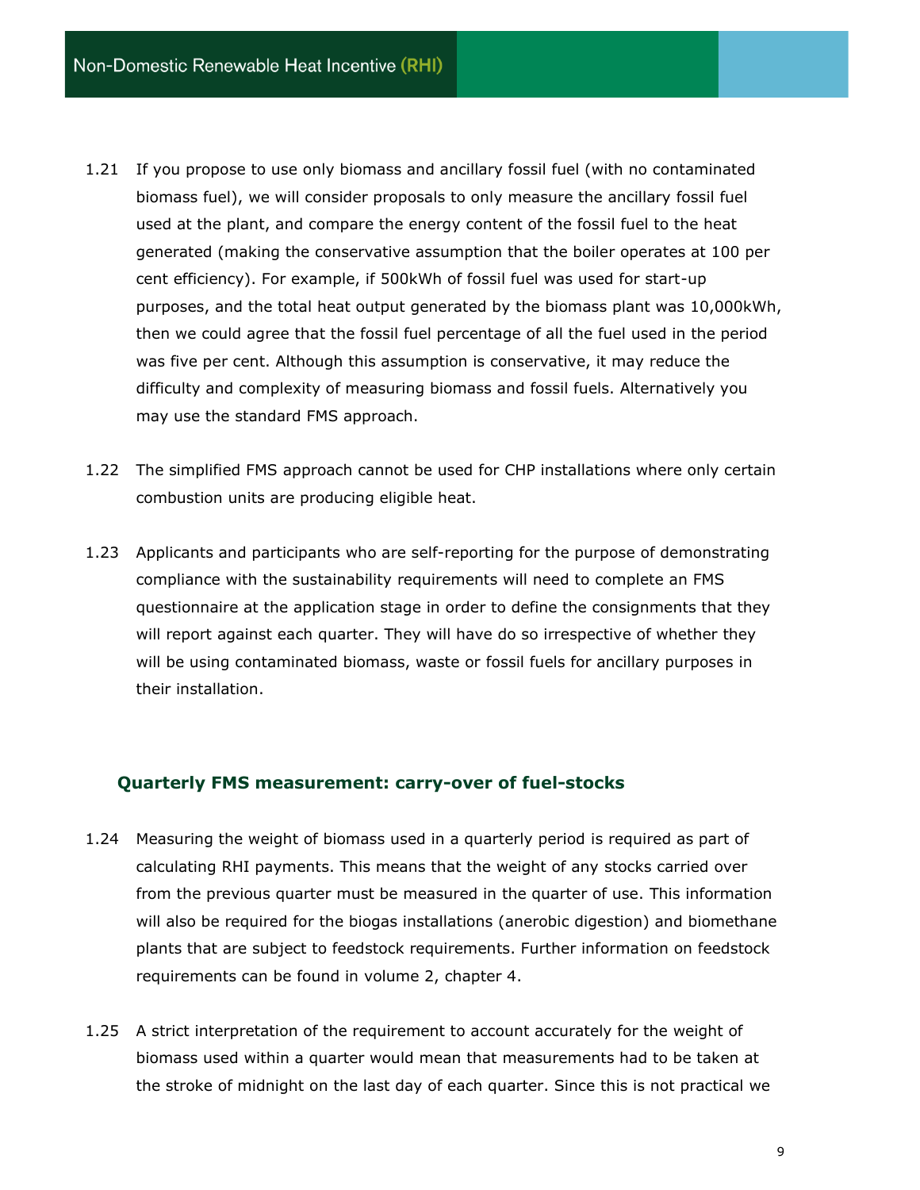1.21 If you propose to use only biomass and ancillary fossil fuel (with no contaminated biomass fuel), we will consider proposals to only measure the ancillary fossil fuel used at the plant, and compare the energy content of the fossil fuel to the heat generated (making the conservative assumption that the boiler operates at 100 per cent efficiency). For example, if 500kWh of fossil fuel was used for start-up purposes, and the total heat output generated by the biomass plant was 10,000kWh, then we could agree that the fossil fuel percentage of all the fuel used in the period was five per cent. Although this assumption is conservative, it may reduce the difficulty and complexity of measuring biomass and fossil fuels. Alternatively you may use the standard FMS approach.

1.22 The simplified FMS approach cannot be used for CHP installations where only certain combustion units are producing eligible heat.

1.23 Applicants and participants who are self-reporting for the purpose of demonstrating compliance with the sustainability requirements will need to complete an FMS questionnaire at the application stage in order to define the consignments that they will report against each quarter. They will have do so irrespective of whether they will be using contaminated biomass, waste or fossil fuels for ancillary purposes in their installation.

### Quarterly FMS measurement: carry-over of fuel-stocks

1.24 Measuring the weight of biomass used in a quarterly period is required as part of calculating RHI payments. This means that the weight of any stocks carried over from the previous quarter must be measured in the quarter of use. This information will also be required for the biogas installations (anerobic digestion) and biomethane plants that are subject to feedstock requirements. Further information on feedstock requirements can be found in volume 2, chapter 4.

1.25 A strict interpretation of the requirement to account accurately for the weight of biomass used within a quarter would mean that measurements had to be taken at the stroke of midnight on the last day of each quarter. Since this is not practical we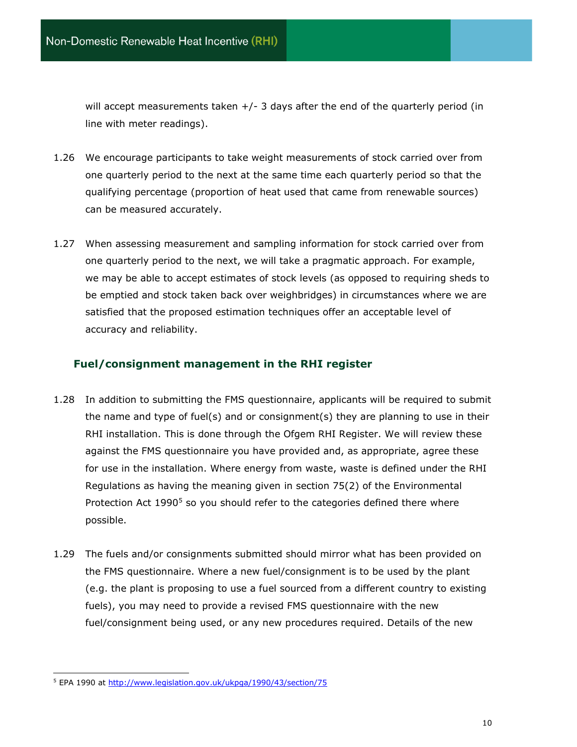will accept measurements taken +/- 3 days after the end of the quarterly period (in line with meter readings).

1.26 We encourage participants to take weight measurements of stock carried over from one quarterly period to the next at the same time each quarterly period so that the qualifying percentage (proportion of heat used that came from renewable sources) can be measured accurately.

1.27 When assessing measurement and sampling information for stock carried over from one quarterly period to the next, we will take a pragmatic approach. For example, we may be able to accept estimates of stock levels (as opposed to requiring sheds to be emptied and stock taken back over weighbridges) in circumstances where we are satisfied that the proposed estimation techniques offer an acceptable level of accuracy and reliability.

### Fuel/consignment management in the RHI register

1.28 In addition to submitting the FMS questionnaire, applicants will be required to submit the name and type of fuel(s) and or consignment(s) they are planning to use in their RHI installation. This is done through the Ofgem RHI Register. We will review these against the FMS questionnaire you have provided and, as appropriate, agree these for use in the installation. Where energy from waste, waste is defined under the RHI Regulations as having the meaning given in section 75(2) of the Environmental Protection Act 1990[5] so you should refer to the categories defined there where possible.

1.29 The fuels and/or consignments submitted should mirror what has been provided on the FMS questionnaire. Where a new fuel/consignment is to be used by the plant (e.g. the plant is proposing to use a fuel sourced from a different country to existing fuels), you may need to provide a revised FMS questionnaire with the new fuel/consignment being used, or any new procedures required. Details of the new

[5] EPA 1990 at http://www.legislation.gov.uk/ukpga/1990/43/section/75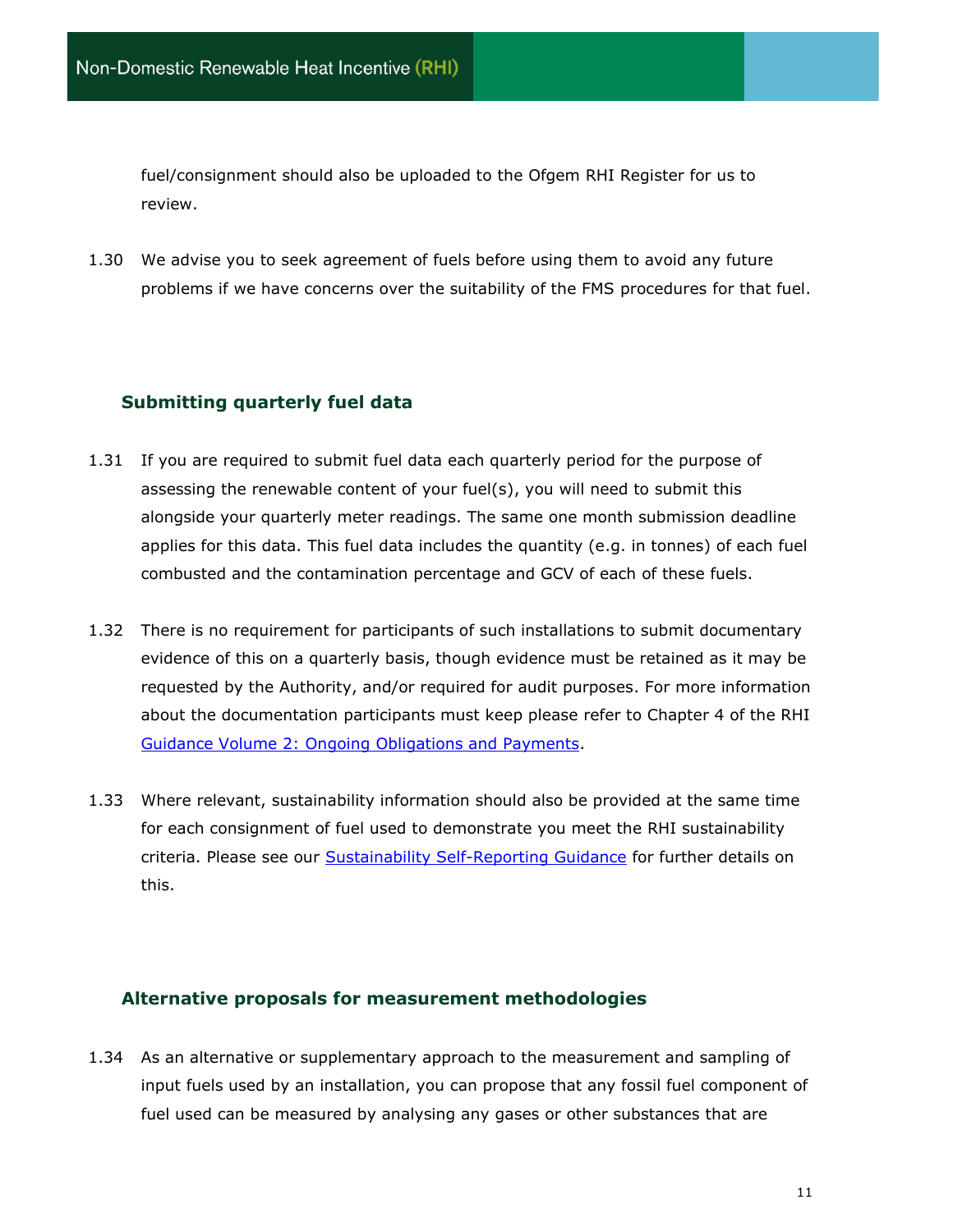fuel/consignment should also be uploaded to the Ofgem RHI Register for us to review.

1.30 We advise you to seek agreement of fuels before using them to avoid any future problems if we have concerns over the suitability of the FMS procedures for that fuel.

## Submitting quarterly fuel data

1.31 If you are required to submit fuel data each quarterly period for the purpose of assessing the renewable content of your fuel(s), you will need to submit this alongside your quarterly meter readings. The same one month submission deadline applies for this data. This fuel data includes the quantity (e.g. in tonnes) of each fuel combusted and the contamination percentage and GCV of each of these fuels.

1.32 There is no requirement for participants of such installations to submit documentary evidence of this on a quarterly basis, though evidence must be retained as it may be requested by the Authority, and/or required for audit purposes. For more information about the documentation participants must keep please refer to Chapter 4 of the RHI Guidance Volume 2: Ongoing Obligations and Payments.

1.33 Where relevant, sustainability information should also be provided at the same time for each consignment of fuel used to demonstrate you meet the RHI sustainability criteria. Please see our Sustainability Self-Reporting Guidance for further details on this.

## Alternative proposals for measurement methodologies

1.34 As an alternative or supplementary approach to the measurement and sampling of input fuels used by an installation, you can propose that any fossil fuel component of fuel used can be measured by analysing any gases or other substances that are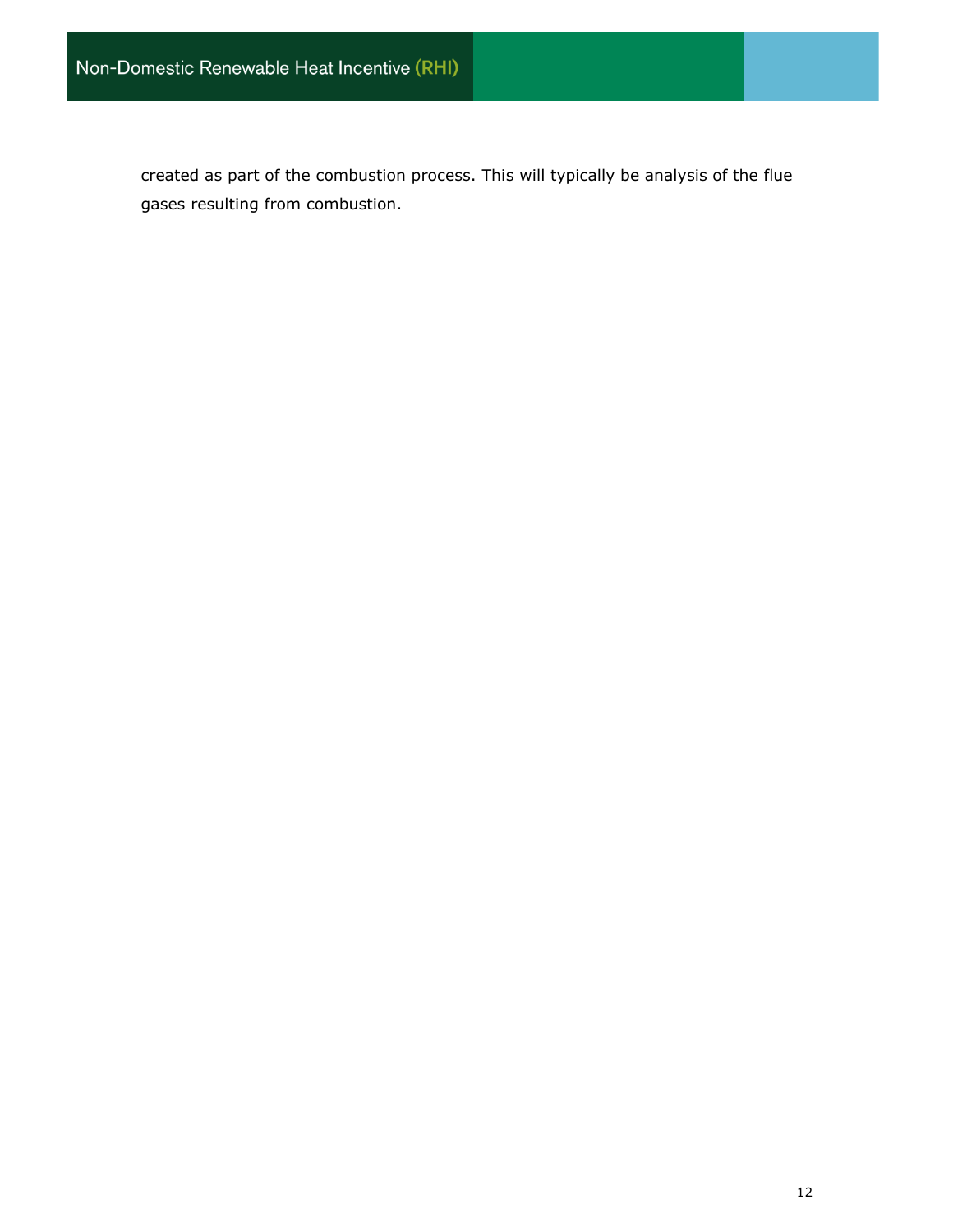created as part of the combustion process. This will typically be analysis of the flue gases resulting from combustion.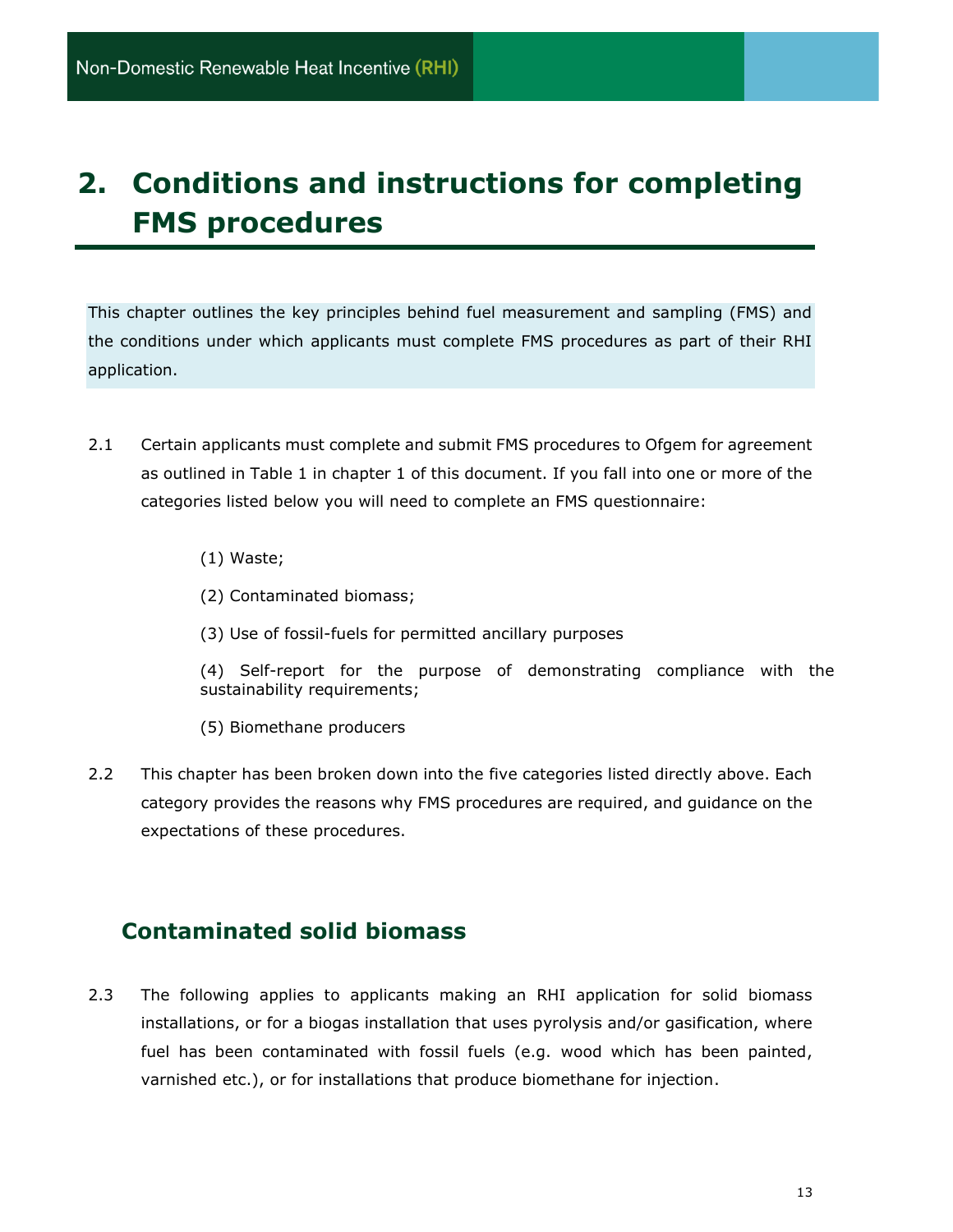# 2. Conditions and instructions for completing FMS procedures

This chapter outlines the key principles behind fuel measurement and sampling (FMS) and the conditions under which applicants must complete FMS procedures as part of their RHI application.

2.1 Certain applicants must complete and submit FMS procedures to Ofgem for agreement as outlined in Table 1 in chapter 1 of this document. If you fall into one or more of the categories listed below you will need to complete an FMS questionnaire:

(1) Waste;

(2) Contaminated biomass;

(3) Use of fossil-fuels for permitted ancillary purposes

(4) Self-report for the purpose of demonstrating compliance with the sustainability requirements;

(5) Biomethane producers

2.2 This chapter has been broken down into the five categories listed directly above. Each category provides the reasons why FMS procedures are required, and guidance on the expectations of these procedures.

## Contaminated solid biomass

2.3 The following applies to applicants making an RHI application for solid biomass installations, or for a biogas installation that uses pyrolysis and/or gasification, where fuel has been contaminated with fossil fuels (e.g. wood which has been painted, varnished etc.), or for installations that produce biomethane for injection.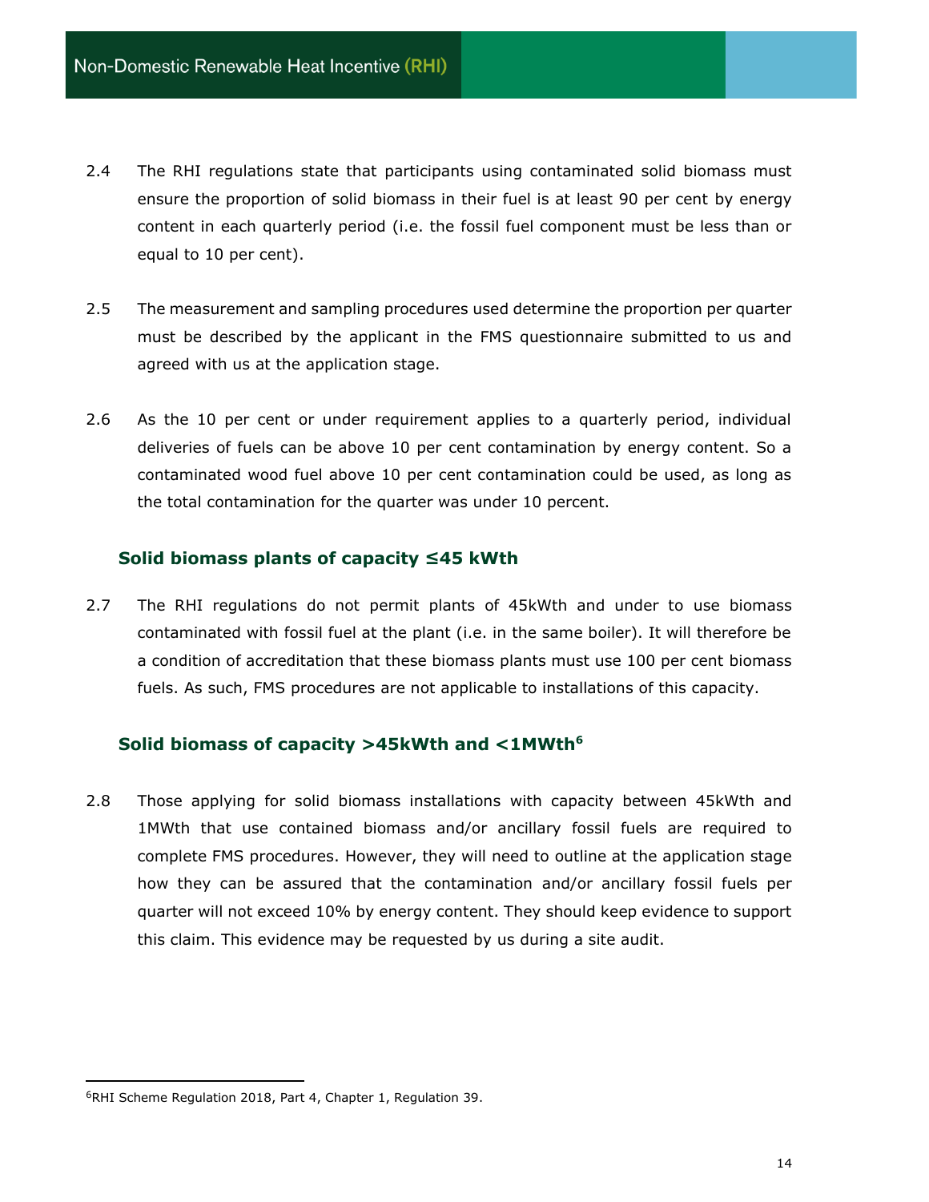2.4 The RHI regulations state that participants using contaminated solid biomass must ensure the proportion of solid biomass in their fuel is at least 90 per cent by energy content in each quarterly period (i.e. the fossil fuel component must be less than or equal to 10 per cent).

2.5 The measurement and sampling procedures used determine the proportion per quarter must be described by the applicant in the FMS questionnaire submitted to us and agreed with us at the application stage.

2.6 As the 10 per cent or under requirement applies to a quarterly period, individual deliveries of fuels can be above 10 per cent contamination by energy content. So a contaminated wood fuel above 10 per cent contamination could be used, as long as the total contamination for the quarter was under 10 percent.

### Solid biomass plants of capacity ≤45 kWth

2.7 The RHI regulations do not permit plants of 45kWth and under to use biomass contaminated with fossil fuel at the plant (i.e. in the same boiler). It will therefore be a condition of accreditation that these biomass plants must use 100 per cent biomass fuels. As such, FMS procedures are not applicable to installations of this capacity.

### Solid biomass of capacity >45kWth and <1MWth[6]

2.8 Those applying for solid biomass installations with capacity between 45kWth and 1MWth that use contained biomass and/or ancillary fossil fuels are required to complete FMS procedures. However, they will need to outline at the application stage how they can be assured that the contamination and/or ancillary fossil fuels per quarter will not exceed 10% by energy content. They should keep evidence to support this claim. This evidence may be requested by us during a site audit.

---

[6] RHI Scheme Regulation 2018, Part 4, Chapter 1, Regulation 39.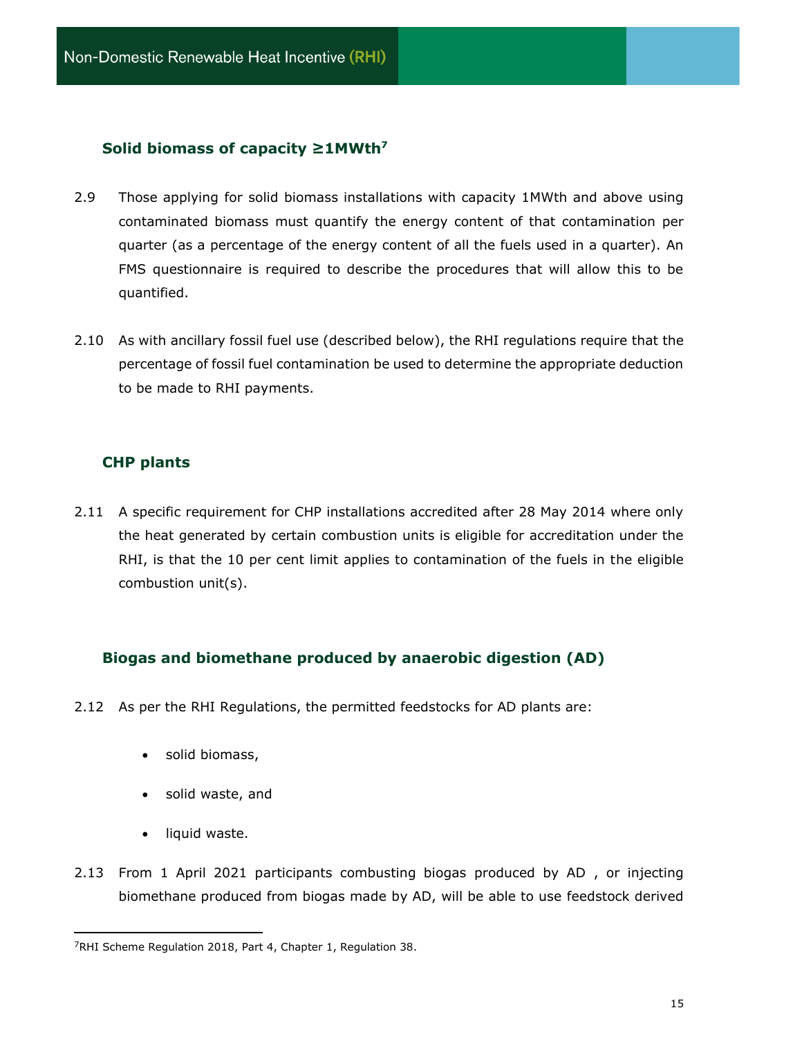### Solid biomass of capacity ≥1MWth[7]

2.9 Those applying for solid biomass installations with capacity 1MWth and above using contaminated biomass must quantify the energy content of that contamination per quarter (as a percentage of the energy content of all the fuels used in a quarter). An FMS questionnaire is required to describe the procedures that will allow this to be quantified.

2.10 As with ancillary fossil fuel use (described below), the RHI regulations require that the percentage of fossil fuel contamination be used to determine the appropriate deduction to be made to RHI payments.

### CHP plants

2.11 A specific requirement for CHP installations accredited after 28 May 2014 where only the heat generated by certain combustion units is eligible for accreditation under the RHI, is that the 10 per cent limit applies to contamination of the fuels in the eligible combustion unit(s).

### Biogas and biomethane produced by anaerobic digestion (AD)

2.12 As per the RHI Regulations, the permitted feedstocks for AD plants are:

- solid biomass,
- solid waste, and
- liquid waste.

2.13 From 1 April 2021 participants combusting biogas produced by AD , or injecting biomethane produced from biogas made by AD, will be able to use feedstock derived

---

[7]RHI Scheme Regulation 2018, Part 4, Chapter 1, Regulation 38.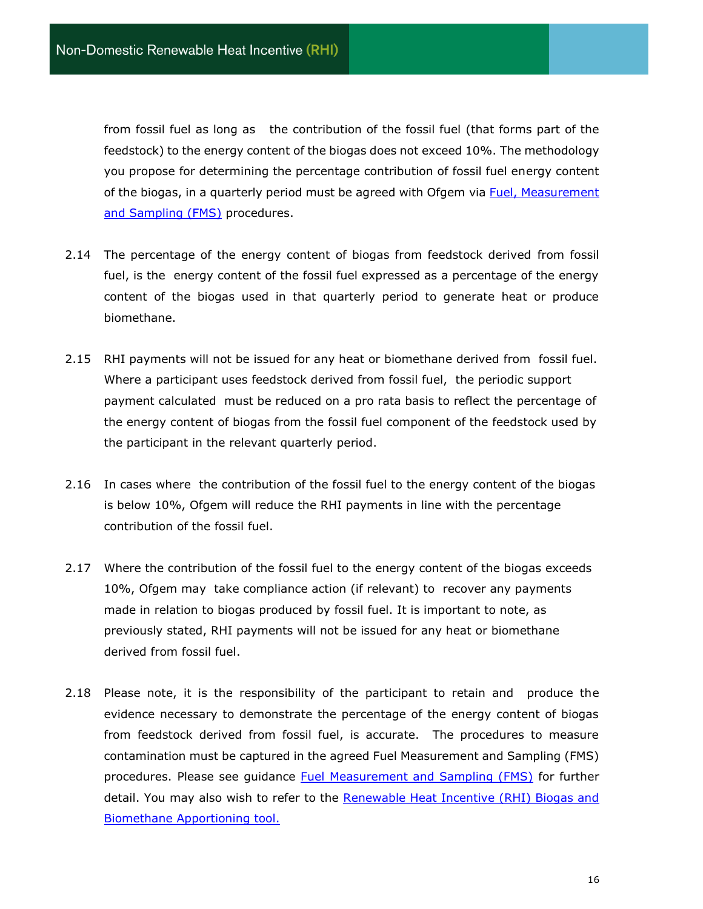from fossil fuel as long as the contribution of the fossil fuel (that forms part of the feedstock) to the energy content of the biogas does not exceed 10%. The methodology you propose for determining the percentage contribution of fossil fuel energy content of the biogas, in a quarterly period must be agreed with Ofgem via [Fuel, Measurement and Sampling (FMS)]() procedures.

2.14 The percentage of the energy content of biogas from feedstock derived from fossil fuel, is the energy content of the fossil fuel expressed as a percentage of the energy content of the biogas used in that quarterly period to generate heat or produce biomethane.

2.15 RHI payments will not be issued for any heat or biomethane derived from fossil fuel. Where a participant uses feedstock derived from fossil fuel, the periodic support payment calculated must be reduced on a pro rata basis to reflect the percentage of the energy content of biogas from the fossil fuel component of the feedstock used by the participant in the relevant quarterly period.

2.16 In cases where the contribution of the fossil fuel to the energy content of the biogas is below 10%, Ofgem will reduce the RHI payments in line with the percentage contribution of the fossil fuel.

2.17 Where the contribution of the fossil fuel to the energy content of the biogas exceeds 10%, Ofgem may take compliance action (if relevant) to recover any payments made in relation to biogas produced by fossil fuel. It is important to note, as previously stated, RHI payments will not be issued for any heat or biomethane derived from fossil fuel.

2.18 Please note, it is the responsibility of the participant to retain and produce the evidence necessary to demonstrate the percentage of the energy content of biogas from feedstock derived from fossil fuel, is accurate. The procedures to measure contamination must be captured in the agreed Fuel Measurement and Sampling (FMS) procedures. Please see guidance [Fuel Measurement and Sampling (FMS)]() for further detail. You may also wish to refer to the [Renewable Heat Incentive (RHI) Biogas and Biomethane Apportioning tool.]()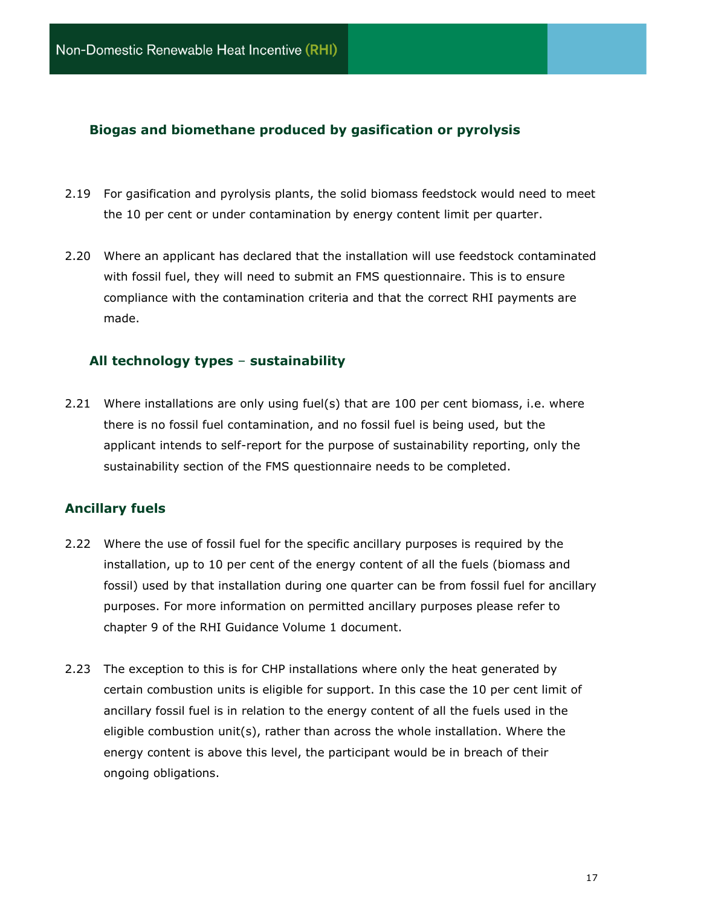### Biogas and biomethane produced by gasification or pyrolysis

2.19 For gasification and pyrolysis plants, the solid biomass feedstock would need to meet the 10 per cent or under contamination by energy content limit per quarter.

2.20 Where an applicant has declared that the installation will use feedstock contaminated with fossil fuel, they will need to submit an FMS questionnaire. This is to ensure compliance with the contamination criteria and that the correct RHI payments are made.

### All technology types – sustainability

2.21 Where installations are only using fuel(s) that are 100 per cent biomass, i.e. where there is no fossil fuel contamination, and no fossil fuel is being used, but the applicant intends to self-report for the purpose of sustainability reporting, only the sustainability section of the FMS questionnaire needs to be completed.

## Ancillary fuels

2.22 Where the use of fossil fuel for the specific ancillary purposes is required by the installation, up to 10 per cent of the energy content of all the fuels (biomass and fossil) used by that installation during one quarter can be from fossil fuel for ancillary purposes. For more information on permitted ancillary purposes please refer to chapter 9 of the RHI Guidance Volume 1 document.

2.23 The exception to this is for CHP installations where only the heat generated by certain combustion units is eligible for support. In this case the 10 per cent limit of ancillary fossil fuel is in relation to the energy content of all the fuels used in the eligible combustion unit(s), rather than across the whole installation. Where the energy content is above this level, the participant would be in breach of their ongoing obligations.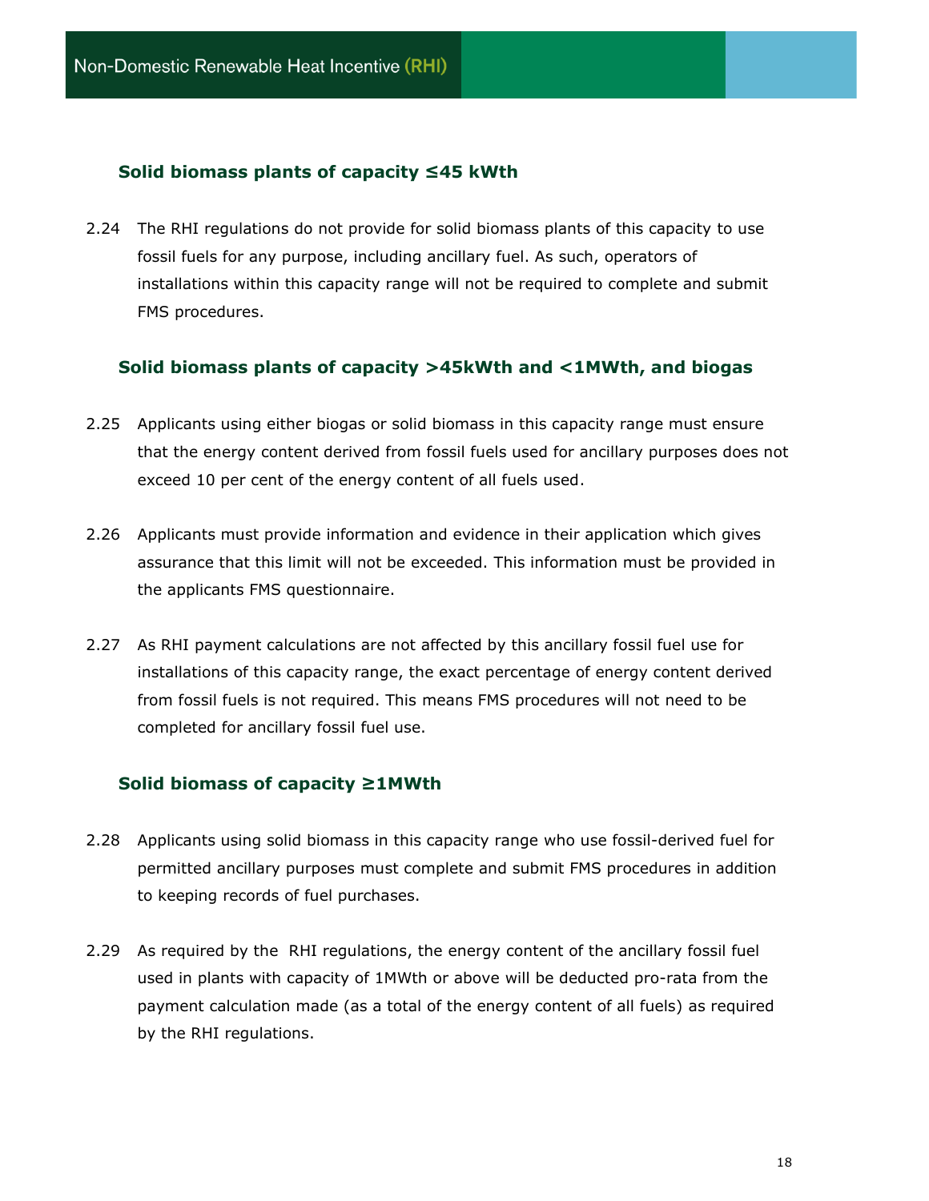### Solid biomass plants of capacity ≤45 kWth

2.24 The RHI regulations do not provide for solid biomass plants of this capacity to use fossil fuels for any purpose, including ancillary fuel. As such, operators of installations within this capacity range will not be required to complete and submit FMS procedures.

### Solid biomass plants of capacity >45kWth and <1MWth, and biogas

2.25 Applicants using either biogas or solid biomass in this capacity range must ensure that the energy content derived from fossil fuels used for ancillary purposes does not exceed 10 per cent of the energy content of all fuels used.

2.26 Applicants must provide information and evidence in their application which gives assurance that this limit will not be exceeded. This information must be provided in the applicants FMS questionnaire.

2.27 As RHI payment calculations are not affected by this ancillary fossil fuel use for installations of this capacity range, the exact percentage of energy content derived from fossil fuels is not required. This means FMS procedures will not need to be completed for ancillary fossil fuel use.

### Solid biomass of capacity ≥1MWth

2.28 Applicants using solid biomass in this capacity range who use fossil-derived fuel for permitted ancillary purposes must complete and submit FMS procedures in addition to keeping records of fuel purchases.

2.29 As required by the RHI regulations, the energy content of the ancillary fossil fuel used in plants with capacity of 1MWth or above will be deducted pro-rata from the payment calculation made (as a total of the energy content of all fuels) as required by the RHI regulations.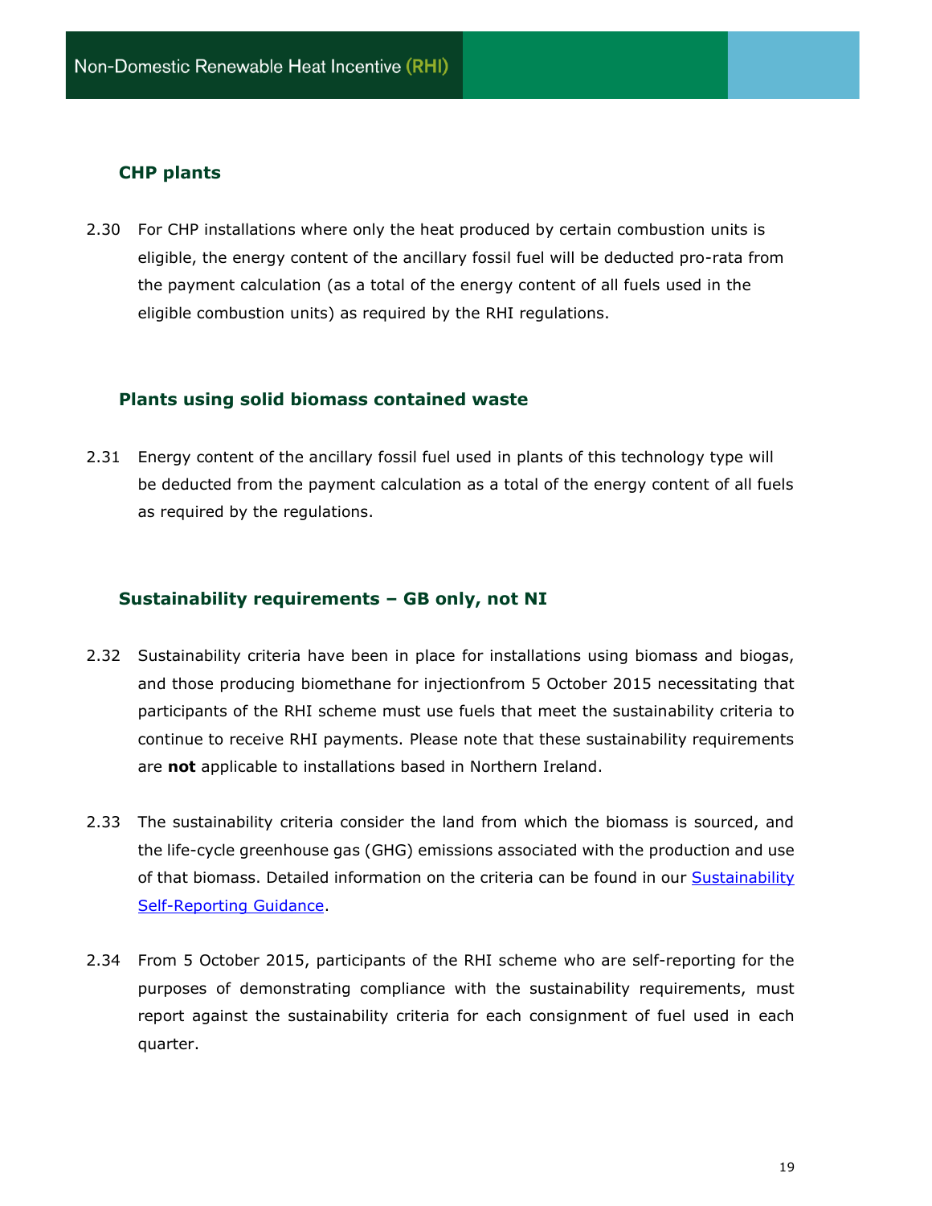### CHP plants

2.30 For CHP installations where only the heat produced by certain combustion units is eligible, the energy content of the ancillary fossil fuel will be deducted pro-rata from the payment calculation (as a total of the energy content of all fuels used in the eligible combustion units) as required by the RHI regulations.

### Plants using solid biomass contained waste

2.31 Energy content of the ancillary fossil fuel used in plants of this technology type will be deducted from the payment calculation as a total of the energy content of all fuels as required by the regulations.

### Sustainability requirements – GB only, not NI

2.32 Sustainability criteria have been in place for installations using biomass and biogas, and those producing biomethane for injectionfrom 5 October 2015 necessitating that participants of the RHI scheme must use fuels that meet the sustainability criteria to continue to receive RHI payments. Please note that these sustainability requirements are **not** applicable to installations based in Northern Ireland.

2.33 The sustainability criteria consider the land from which the biomass is sourced, and the life-cycle greenhouse gas (GHG) emissions associated with the production and use of that biomass. Detailed information on the criteria can be found in our Sustainability Self-Reporting Guidance.

2.34 From 5 October 2015, participants of the RHI scheme who are self-reporting for the purposes of demonstrating compliance with the sustainability requirements, must report against the sustainability criteria for each consignment of fuel used in each quarter.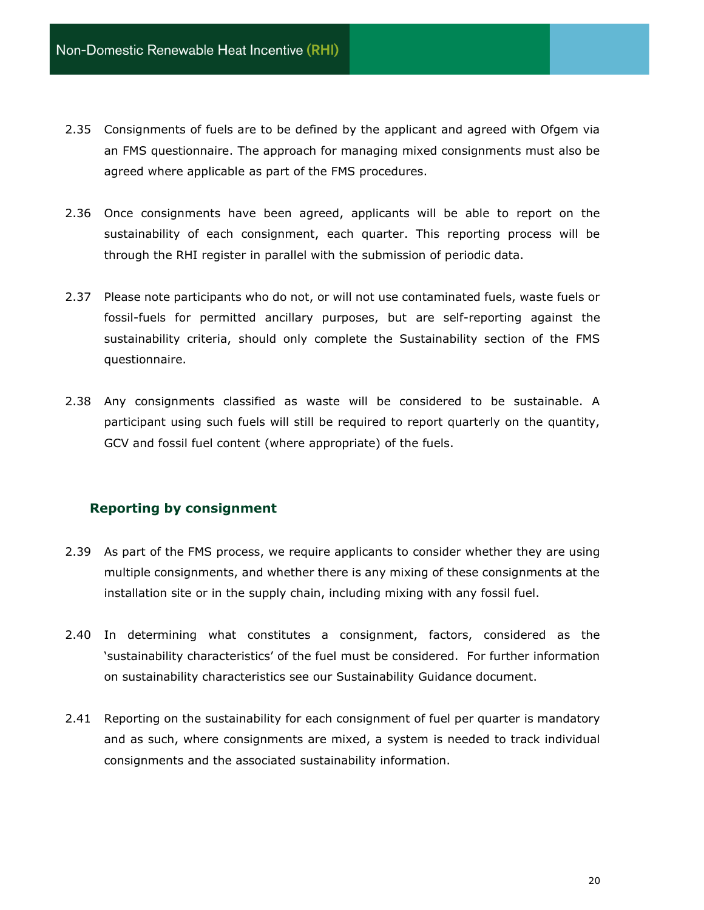2.35 Consignments of fuels are to be defined by the applicant and agreed with Ofgem via an FMS questionnaire. The approach for managing mixed consignments must also be agreed where applicable as part of the FMS procedures.

2.36 Once consignments have been agreed, applicants will be able to report on the sustainability of each consignment, each quarter. This reporting process will be through the RHI register in parallel with the submission of periodic data.

2.37 Please note participants who do not, or will not use contaminated fuels, waste fuels or fossil-fuels for permitted ancillary purposes, but are self-reporting against the sustainability criteria, should only complete the Sustainability section of the FMS questionnaire.

2.38 Any consignments classified as waste will be considered to be sustainable. A participant using such fuels will still be required to report quarterly on the quantity, GCV and fossil fuel content (where appropriate) of the fuels.

### Reporting by consignment

2.39 As part of the FMS process, we require applicants to consider whether they are using multiple consignments, and whether there is any mixing of these consignments at the installation site or in the supply chain, including mixing with any fossil fuel.

2.40 In determining what constitutes a consignment, factors, considered as the 'sustainability characteristics' of the fuel must be considered. For further information on sustainability characteristics see our Sustainability Guidance document.

2.41 Reporting on the sustainability for each consignment of fuel per quarter is mandatory and as such, where consignments are mixed, a system is needed to track individual consignments and the associated sustainability information.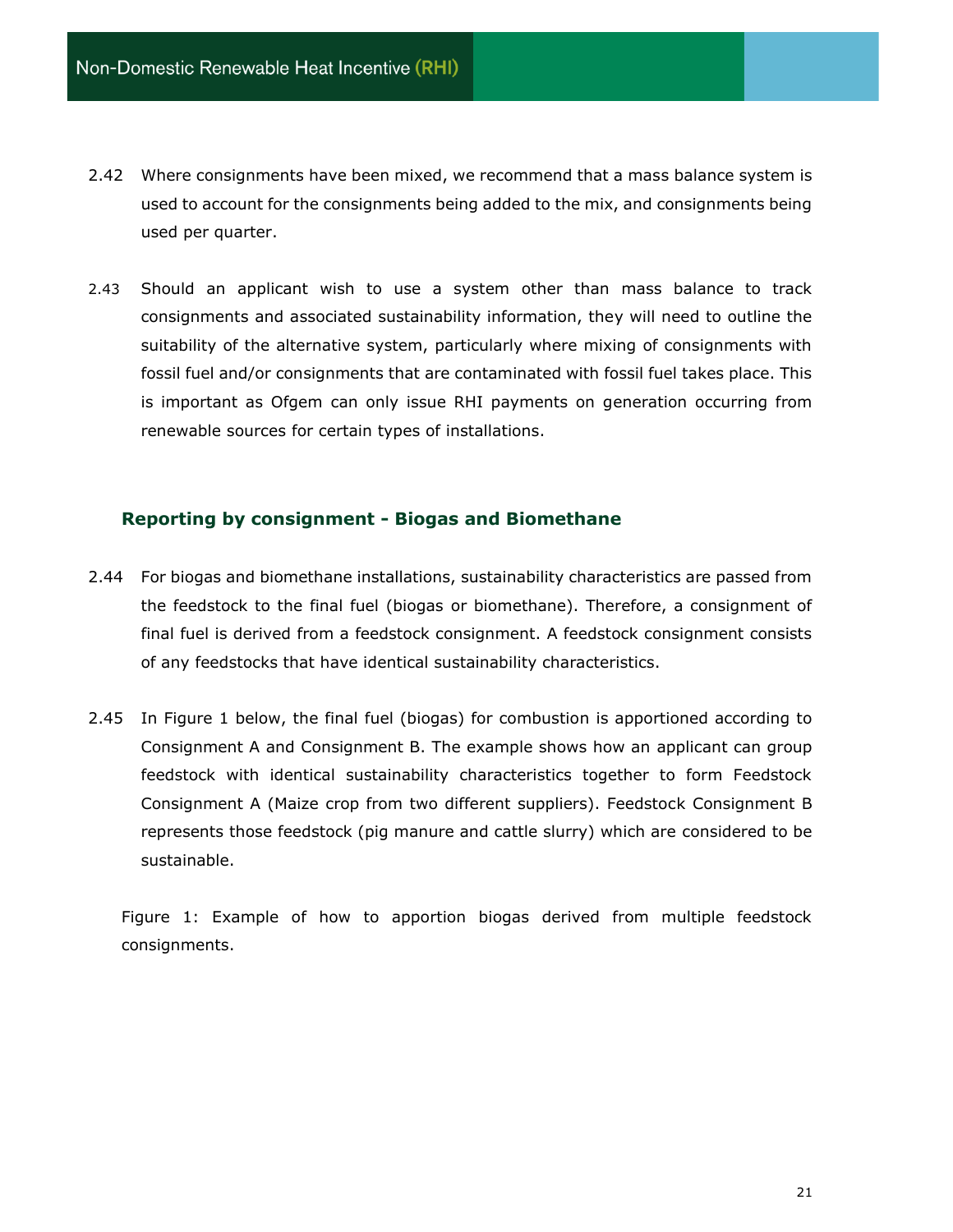2.42 Where consignments have been mixed, we recommend that a mass balance system is used to account for the consignments being added to the mix, and consignments being used per quarter.

2.43 Should an applicant wish to use a system other than mass balance to track consignments and associated sustainability information, they will need to outline the suitability of the alternative system, particularly where mixing of consignments with fossil fuel and/or consignments that are contaminated with fossil fuel takes place. This is important as Ofgem can only issue RHI payments on generation occurring from renewable sources for certain types of installations.

### Reporting by consignment - Biogas and Biomethane

2.44 For biogas and biomethane installations, sustainability characteristics are passed from the feedstock to the final fuel (biogas or biomethane). Therefore, a consignment of final fuel is derived from a feedstock consignment. A feedstock consignment consists of any feedstocks that have identical sustainability characteristics.

2.45 In Figure 1 below, the final fuel (biogas) for combustion is apportioned according to Consignment A and Consignment B. The example shows how an applicant can group feedstock with identical sustainability characteristics together to form Feedstock Consignment A (Maize crop from two different suppliers). Feedstock Consignment B represents those feedstock (pig manure and cattle slurry) which are considered to be sustainable.

Figure 1: Example of how to apportion biogas derived from multiple feedstock consignments.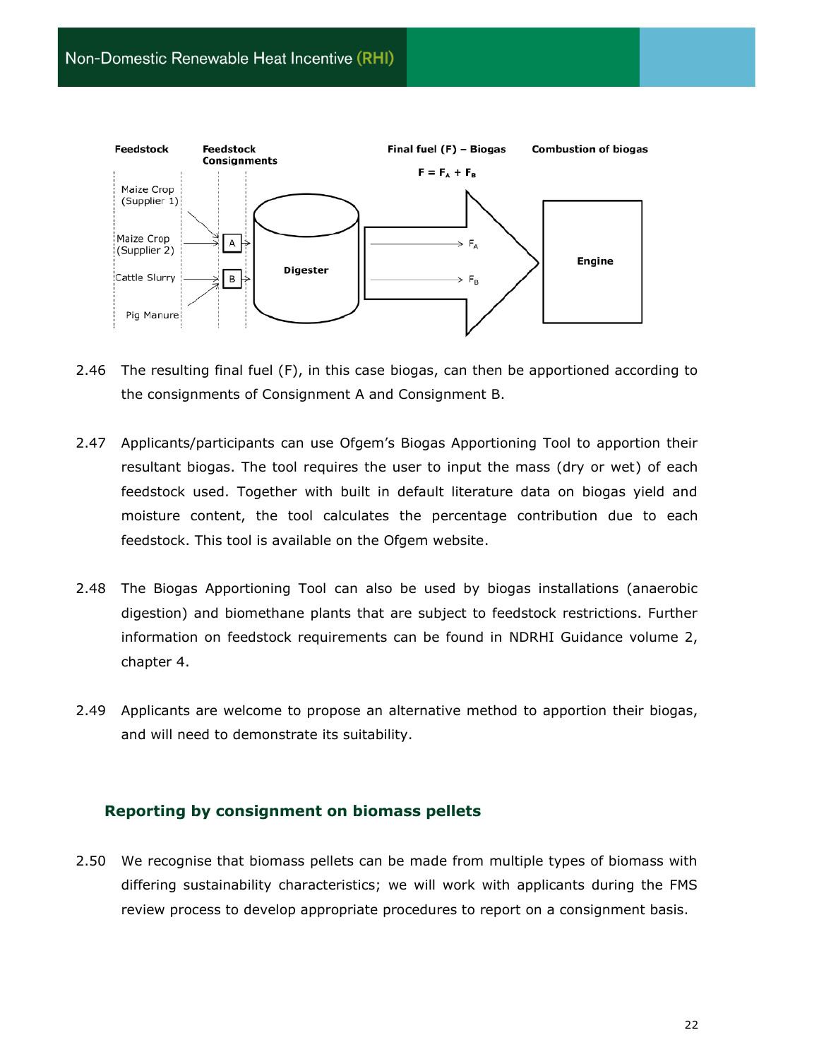Feedstock | Feedstock Consignments | Final fuel (F) – Biogas | Combustion of biogas

$F = F_A + F_B$

Maize Crop (Supplier 1)
Maize Crop (Supplier 2)
Cattle Slurry
Pig Manure

A
B

Digester

$F_A$
$F_B$

Engine

2.46 The resulting final fuel (F), in this case biogas, can then be apportioned according to the consignments of Consignment A and Consignment B.

2.47 Applicants/participants can use Ofgem's Biogas Apportioning Tool to apportion their resultant biogas. The tool requires the user to input the mass (dry or wet) of each feedstock used. Together with built in default literature data on biogas yield and moisture content, the tool calculates the percentage contribution due to each feedstock. This tool is available on the Ofgem website.

2.48 The Biogas Apportioning Tool can also be used by biogas installations (anaerobic digestion) and biomethane plants that are subject to feedstock restrictions. Further information on feedstock requirements can be found in NDRHI Guidance volume 2, chapter 4.

2.49 Applicants are welcome to propose an alternative method to apportion their biogas, and will need to demonstrate its suitability.

### Reporting by consignment on biomass pellets

2.50 We recognise that biomass pellets can be made from multiple types of biomass with differing sustainability characteristics; we will work with applicants during the FMS review process to develop appropriate procedures to report on a consignment basis.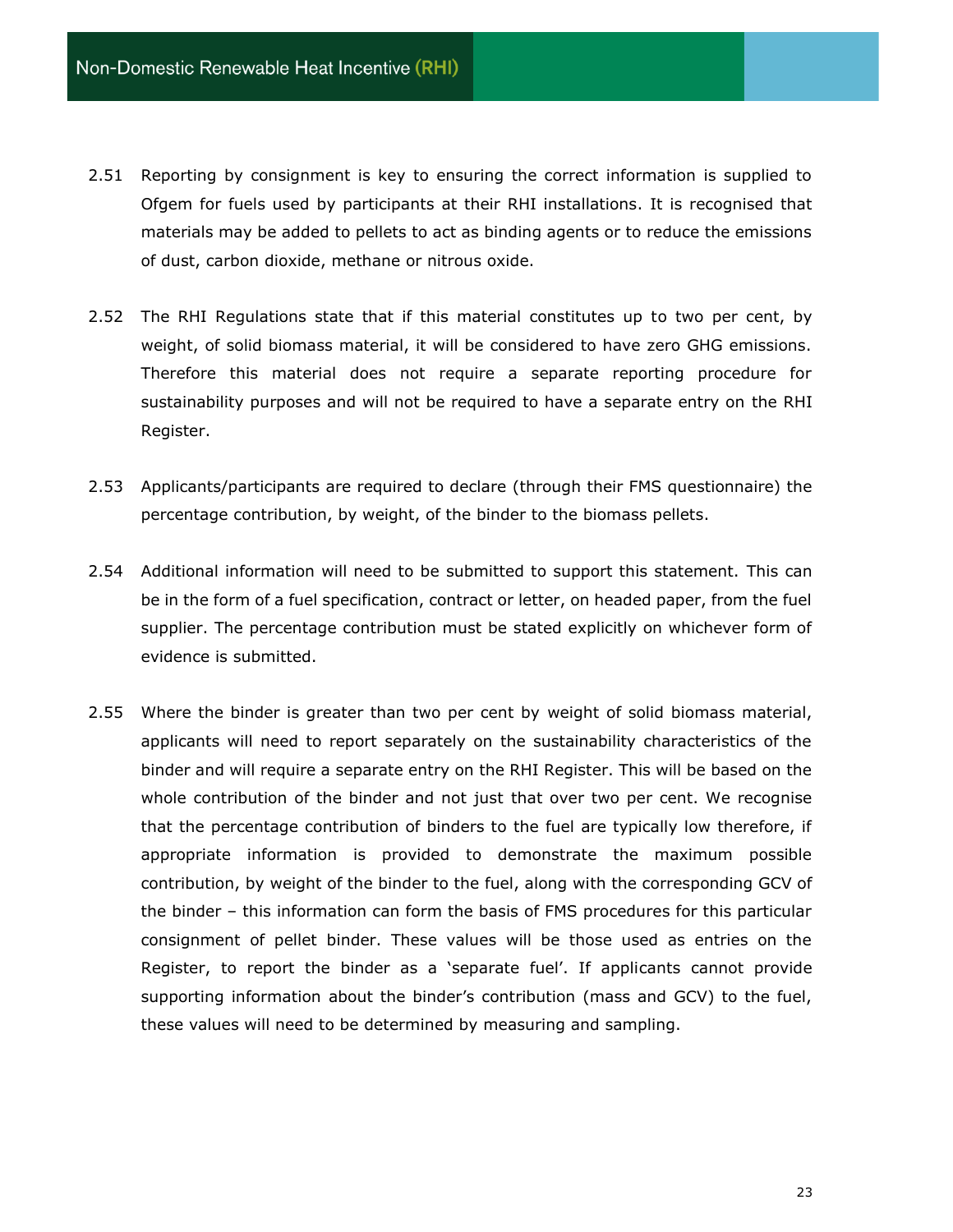2.51 Reporting by consignment is key to ensuring the correct information is supplied to Ofgem for fuels used by participants at their RHI installations. It is recognised that materials may be added to pellets to act as binding agents or to reduce the emissions of dust, carbon dioxide, methane or nitrous oxide.

2.52 The RHI Regulations state that if this material constitutes up to two per cent, by weight, of solid biomass material, it will be considered to have zero GHG emissions. Therefore this material does not require a separate reporting procedure for sustainability purposes and will not be required to have a separate entry on the RHI Register.

2.53 Applicants/participants are required to declare (through their FMS questionnaire) the percentage contribution, by weight, of the binder to the biomass pellets.

2.54 Additional information will need to be submitted to support this statement. This can be in the form of a fuel specification, contract or letter, on headed paper, from the fuel supplier. The percentage contribution must be stated explicitly on whichever form of evidence is submitted.

2.55 Where the binder is greater than two per cent by weight of solid biomass material, applicants will need to report separately on the sustainability characteristics of the binder and will require a separate entry on the RHI Register. This will be based on the whole contribution of the binder and not just that over two per cent. We recognise that the percentage contribution of binders to the fuel are typically low therefore, if appropriate information is provided to demonstrate the maximum possible contribution, by weight of the binder to the fuel, along with the corresponding GCV of the binder – this information can form the basis of FMS procedures for this particular consignment of pellet binder. These values will be those used as entries on the Register, to report the binder as a 'separate fuel'. If applicants cannot provide supporting information about the binder's contribution (mass and GCV) to the fuel, these values will need to be determined by measuring and sampling.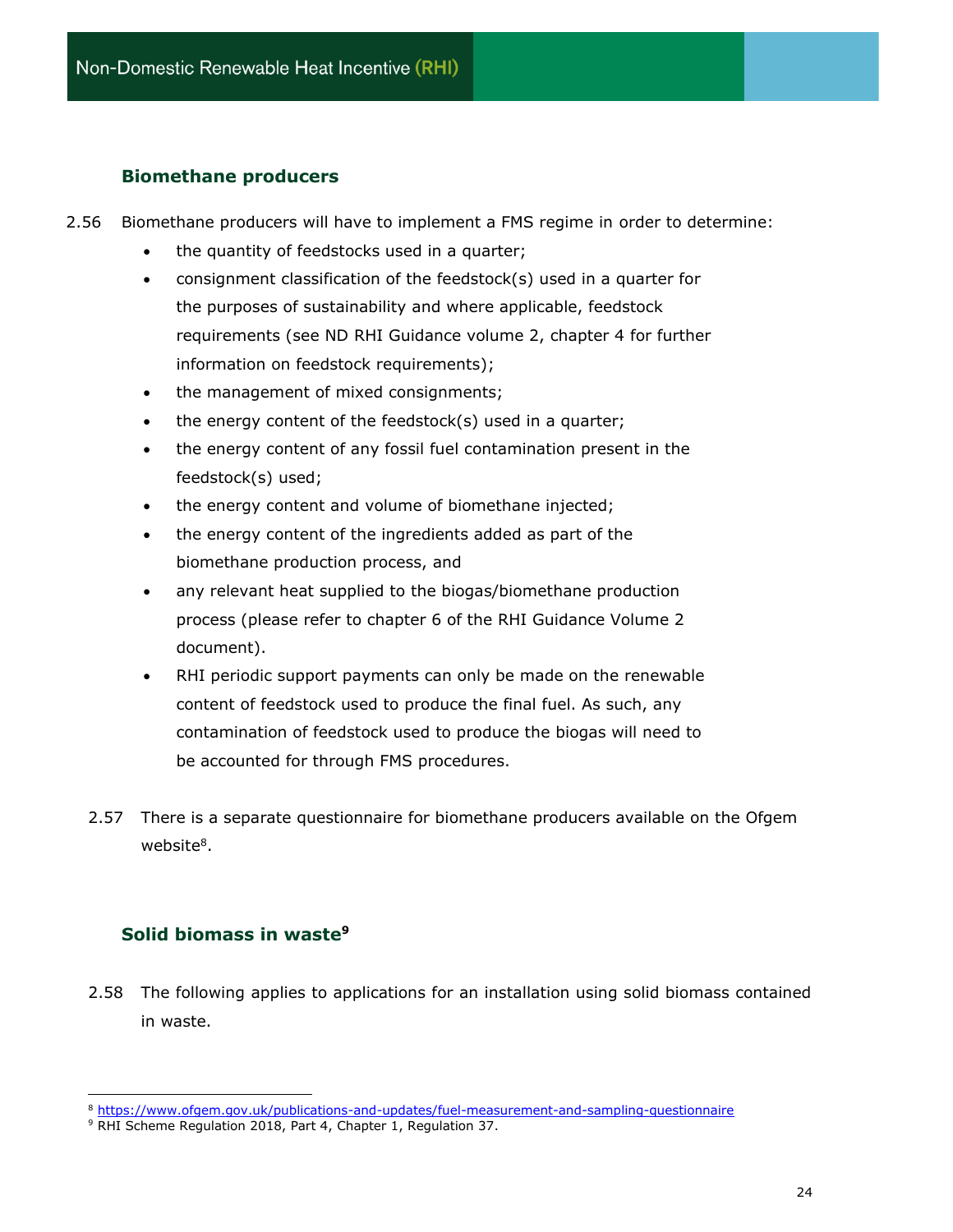### Biomethane producers

2.56 Biomethane producers will have to implement a FMS regime in order to determine:

- the quantity of feedstocks used in a quarter;
- consignment classification of the feedstock(s) used in a quarter for the purposes of sustainability and where applicable, feedstock requirements (see ND RHI Guidance volume 2, chapter 4 for further information on feedstock requirements);
- the management of mixed consignments;
- the energy content of the feedstock(s) used in a quarter;
- the energy content of any fossil fuel contamination present in the feedstock(s) used;
- the energy content and volume of biomethane injected;
- the energy content of the ingredients added as part of the biomethane production process, and
- any relevant heat supplied to the biogas/biomethane production process (please refer to chapter 6 of the RHI Guidance Volume 2 document).
- RHI periodic support payments can only be made on the renewable content of feedstock used to produce the final fuel. As such, any contamination of feedstock used to produce the biogas will need to be accounted for through FMS procedures.

2.57 There is a separate questionnaire for biomethane producers available on the Ofgem website[8].

### Solid biomass in waste[9]

2.58 The following applies to applications for an installation using solid biomass contained in waste.

---

[8] https://www.ofgem.gov.uk/publications-and-updates/fuel-measurement-and-sampling-questionnaire

[9] RHI Scheme Regulation 2018, Part 4, Chapter 1, Regulation 37.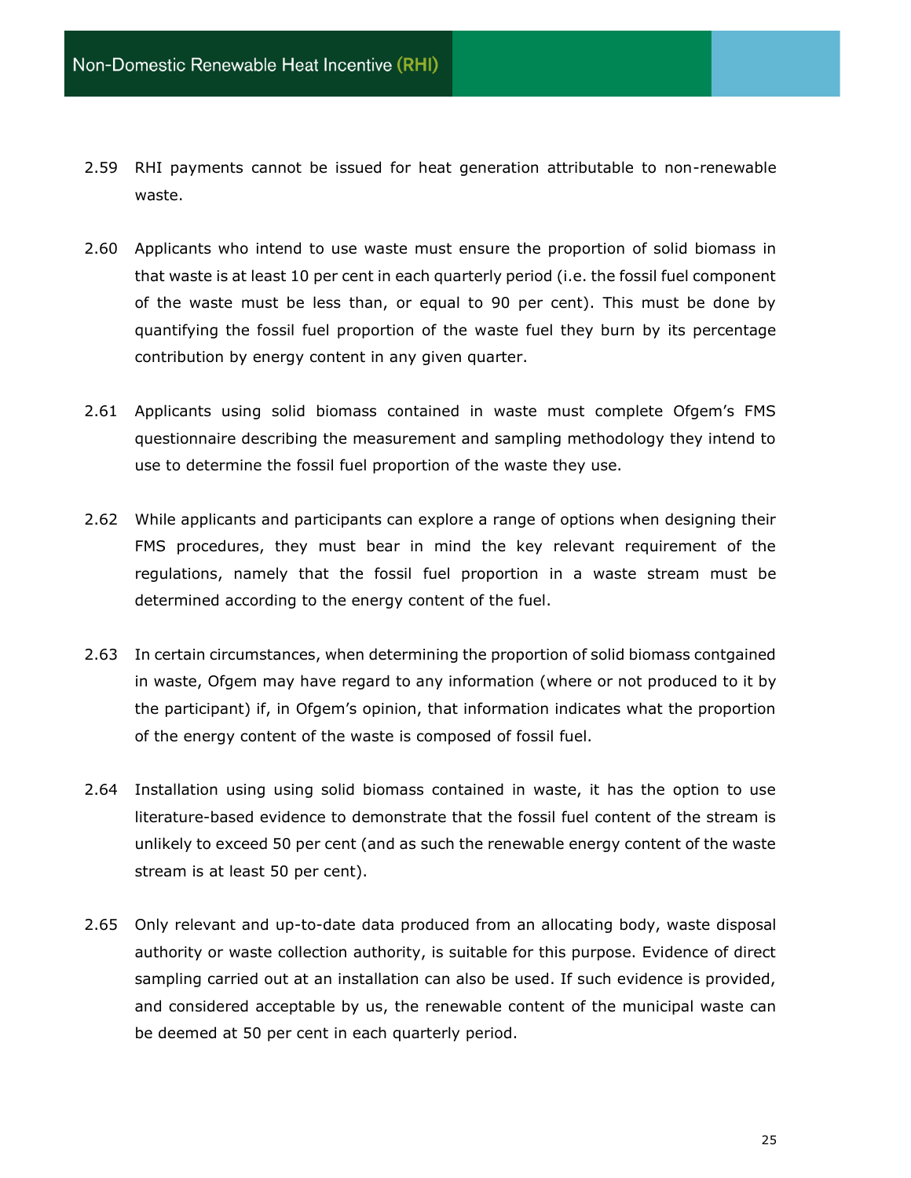2.59 RHI payments cannot be issued for heat generation attributable to non-renewable waste.

2.60 Applicants who intend to use waste must ensure the proportion of solid biomass in that waste is at least 10 per cent in each quarterly period (i.e. the fossil fuel component of the waste must be less than, or equal to 90 per cent). This must be done by quantifying the fossil fuel proportion of the waste fuel they burn by its percentage contribution by energy content in any given quarter.

2.61 Applicants using solid biomass contained in waste must complete Ofgem's FMS questionnaire describing the measurement and sampling methodology they intend to use to determine the fossil fuel proportion of the waste they use.

2.62 While applicants and participants can explore a range of options when designing their FMS procedures, they must bear in mind the key relevant requirement of the regulations, namely that the fossil fuel proportion in a waste stream must be determined according to the energy content of the fuel.

2.63 In certain circumstances, when determining the proportion of solid biomass contgained in waste, Ofgem may have regard to any information (where or not produced to it by the participant) if, in Ofgem's opinion, that information indicates what the proportion of the energy content of the waste is composed of fossil fuel.

2.64 Installation using using solid biomass contained in waste, it has the option to use literature-based evidence to demonstrate that the fossil fuel content of the stream is unlikely to exceed 50 per cent (and as such the renewable energy content of the waste stream is at least 50 per cent).

2.65 Only relevant and up-to-date data produced from an allocating body, waste disposal authority or waste collection authority, is suitable for this purpose. Evidence of direct sampling carried out at an installation can also be used. If such evidence is provided, and considered acceptable by us, the renewable content of the municipal waste can be deemed at 50 per cent in each quarterly period.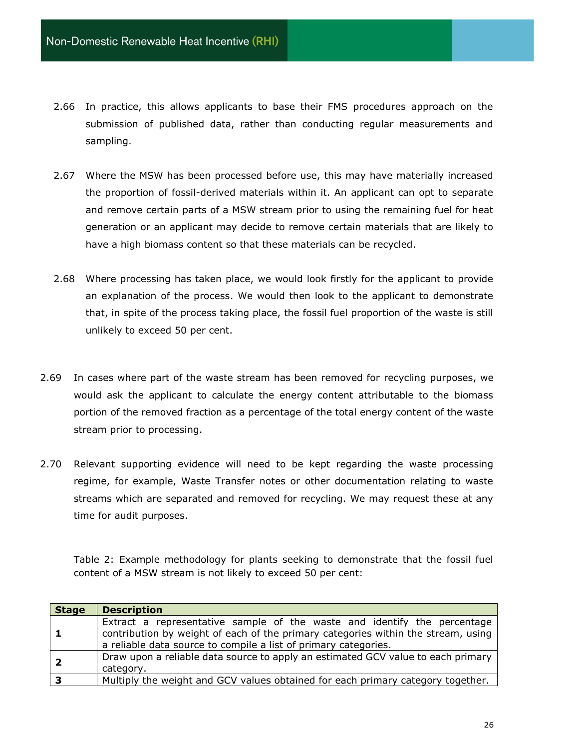2.66 In practice, this allows applicants to base their FMS procedures approach on the submission of published data, rather than conducting regular measurements and sampling.

2.67 Where the MSW has been processed before use, this may have materially increased the proportion of fossil-derived materials within it. An applicant can opt to separate and remove certain parts of a MSW stream prior to using the remaining fuel for heat generation or an applicant may decide to remove certain materials that are likely to have a high biomass content so that these materials can be recycled.

2.68 Where processing has taken place, we would look firstly for the applicant to provide an explanation of the process. We would then look to the applicant to demonstrate that, in spite of the process taking place, the fossil fuel proportion of the waste is still unlikely to exceed 50 per cent.

2.69 In cases where part of the waste stream has been removed for recycling purposes, we would ask the applicant to calculate the energy content attributable to the biomass portion of the removed fraction as a percentage of the total energy content of the waste stream prior to processing.

2.70 Relevant supporting evidence will need to be kept regarding the waste processing regime, for example, Waste Transfer notes or other documentation relating to waste streams which are separated and removed for recycling. We may request these at any time for audit purposes.

Table 2: Example methodology for plants seeking to demonstrate that the fossil fuel content of a MSW stream is not likely to exceed 50 per cent:

| Stage | Description |
|---|---|
| **1** | Extract a representative sample of the waste and identify the percentage contribution by weight of each of the primary categories within the stream, using a reliable data source to compile a list of primary categories. |
| **2** | Draw upon a reliable data source to apply an estimated GCV value to each primary category. |
| **3** | Multiply the weight and GCV values obtained for each primary category together. |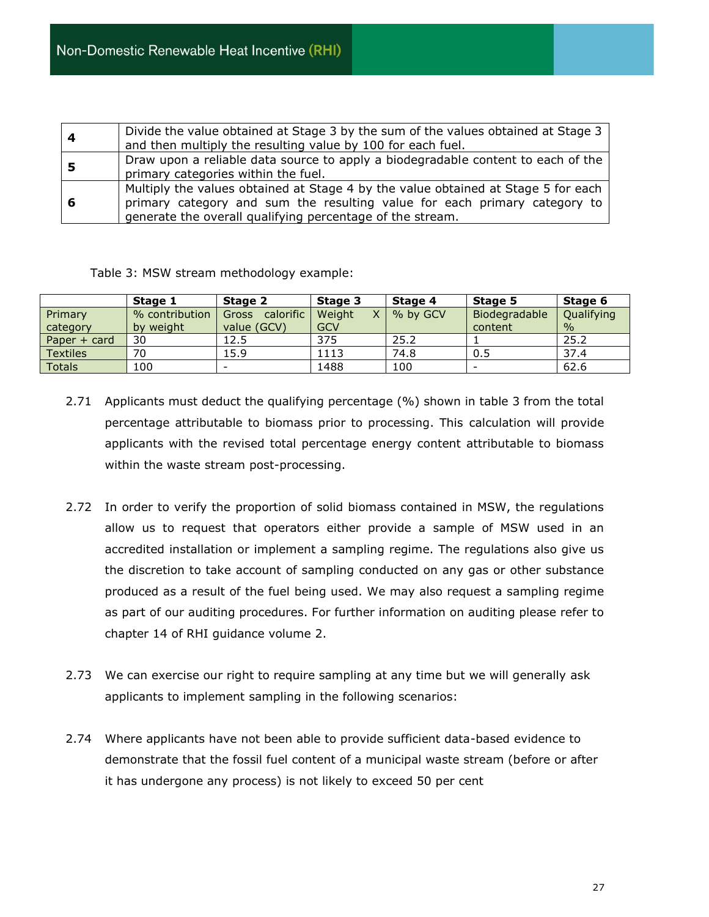| | |
|---|---|
| **4** | Divide the value obtained at Stage 3 by the sum of the values obtained at Stage 3 and then multiply the resulting value by 100 for each fuel. |
| **5** | Draw upon a reliable data source to apply a biodegradable content to each of the primary categories within the fuel. |
| **6** | Multiply the values obtained at Stage 4 by the value obtained at Stage 5 for each primary category and sum the resulting value for each primary category to generate the overall qualifying percentage of the stream. |

Table 3: MSW stream methodology example:

| | **Stage 1** | **Stage 2** | **Stage 3** | **Stage 4** | **Stage 5** | **Stage 6** |
|---|---|---|---|---|---|---|
| Primary category | % contribution by weight | Gross calorific value (GCV) | Weight X GCV | % by GCV | Biodegradable content | Qualifying % |
| Paper + card | 30 | 12.5 | 375 | 25.2 | 1 | 25.2 |
| Textiles | 70 | 15.9 | 1113 | 74.8 | 0.5 | 37.4 |
| Totals | 100 | - | 1488 | 100 | - | 62.6 |

2.71 Applicants must deduct the qualifying percentage (%) shown in table 3 from the total percentage attributable to biomass prior to processing. This calculation will provide applicants with the revised total percentage energy content attributable to biomass within the waste stream post-processing.

2.72 In order to verify the proportion of solid biomass contained in MSW, the regulations allow us to request that operators either provide a sample of MSW used in an accredited installation or implement a sampling regime. The regulations also give us the discretion to take account of sampling conducted on any gas or other substance produced as a result of the fuel being used. We may also request a sampling regime as part of our auditing procedures. For further information on auditing please refer to chapter 14 of RHI guidance volume 2.

2.73 We can exercise our right to require sampling at any time but we will generally ask applicants to implement sampling in the following scenarios:

2.74 Where applicants have not been able to provide sufficient data-based evidence to demonstrate that the fossil fuel content of a municipal waste stream (before or after it has undergone any process) is not likely to exceed 50 per cent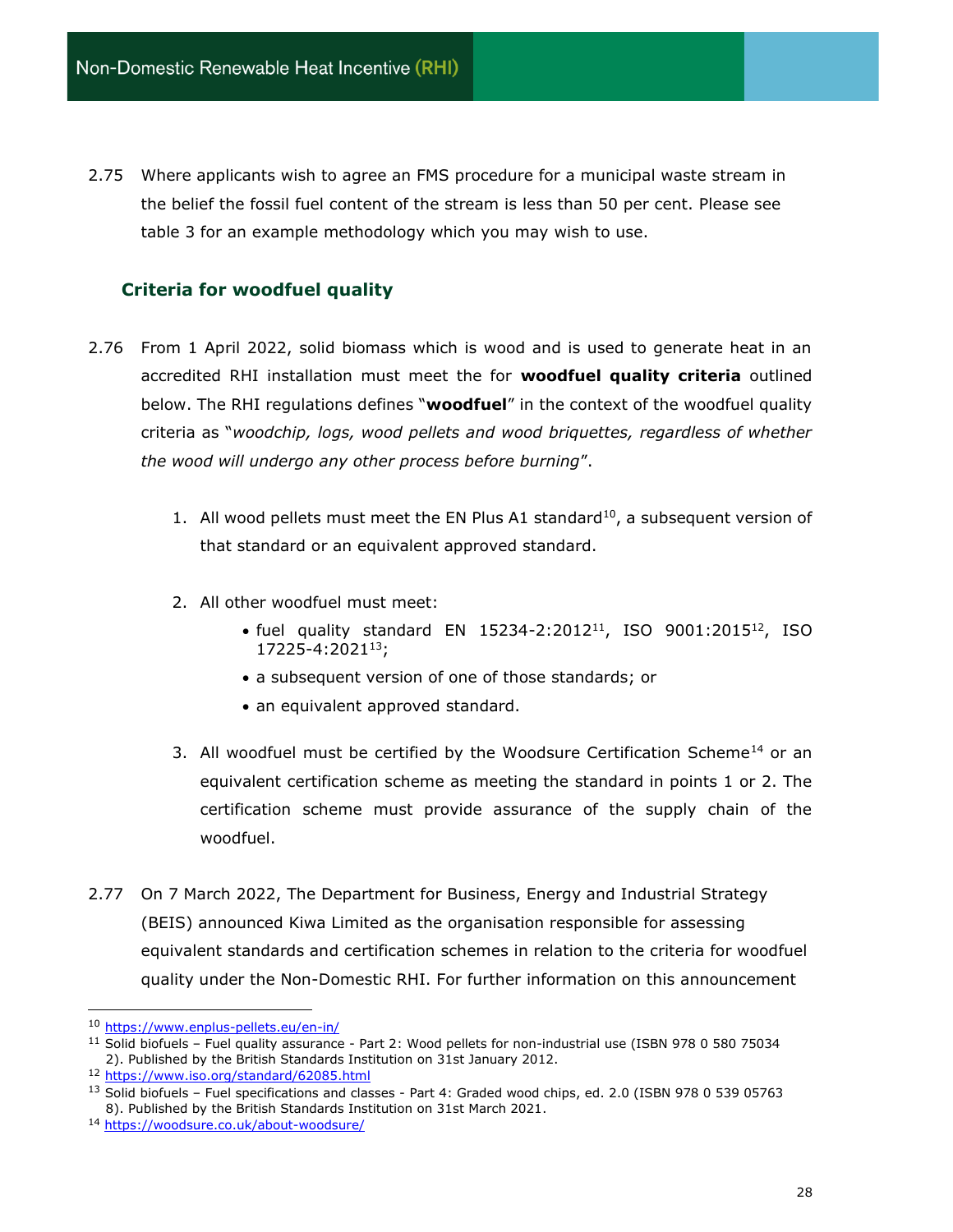2.75 Where applicants wish to agree an FMS procedure for a municipal waste stream in the belief the fossil fuel content of the stream is less than 50 per cent. Please see table 3 for an example methodology which you may wish to use.

### Criteria for woodfuel quality

2.76 From 1 April 2022, solid biomass which is wood and is used to generate heat in an accredited RHI installation must meet the for **woodfuel quality criteria** outlined below. The RHI regulations defines "**woodfuel**" in the context of the woodfuel quality criteria as "*woodchip, logs, wood pellets and wood briquettes, regardless of whether the wood will undergo any other process before burning*".

1. All wood pellets must meet the EN Plus A1 standard[10], a subsequent version of that standard or an equivalent approved standard.

2. All other woodfuel must meet:
   - fuel quality standard EN 15234-2:2012[11], ISO 9001:2015[12], ISO 17225-4:2021[13];
   - a subsequent version of one of those standards; or
   - an equivalent approved standard.

3. All woodfuel must be certified by the Woodsure Certification Scheme[14] or an equivalent certification scheme as meeting the standard in points 1 or 2. The certification scheme must provide assurance of the supply chain of the woodfuel.

2.77 On 7 March 2022, The Department for Business, Energy and Industrial Strategy (BEIS) announced Kiwa Limited as the organisation responsible for assessing equivalent standards and certification schemes in relation to the criteria for woodfuel quality under the Non-Domestic RHI. For further information on this announcement

---

[10] https://www.enplus-pellets.eu/en-in/

[11] Solid biofuels – Fuel quality assurance - Part 2: Wood pellets for non-industrial use (ISBN 978 0 580 75034 2). Published by the British Standards Institution on 31st January 2012.

[12] https://www.iso.org/standard/62085.html

[13] Solid biofuels – Fuel specifications and classes - Part 4: Graded wood chips, ed. 2.0 (ISBN 978 0 539 05763 8). Published by the British Standards Institution on 31st March 2021.

[14] https://woodsure.co.uk/about-woodsure/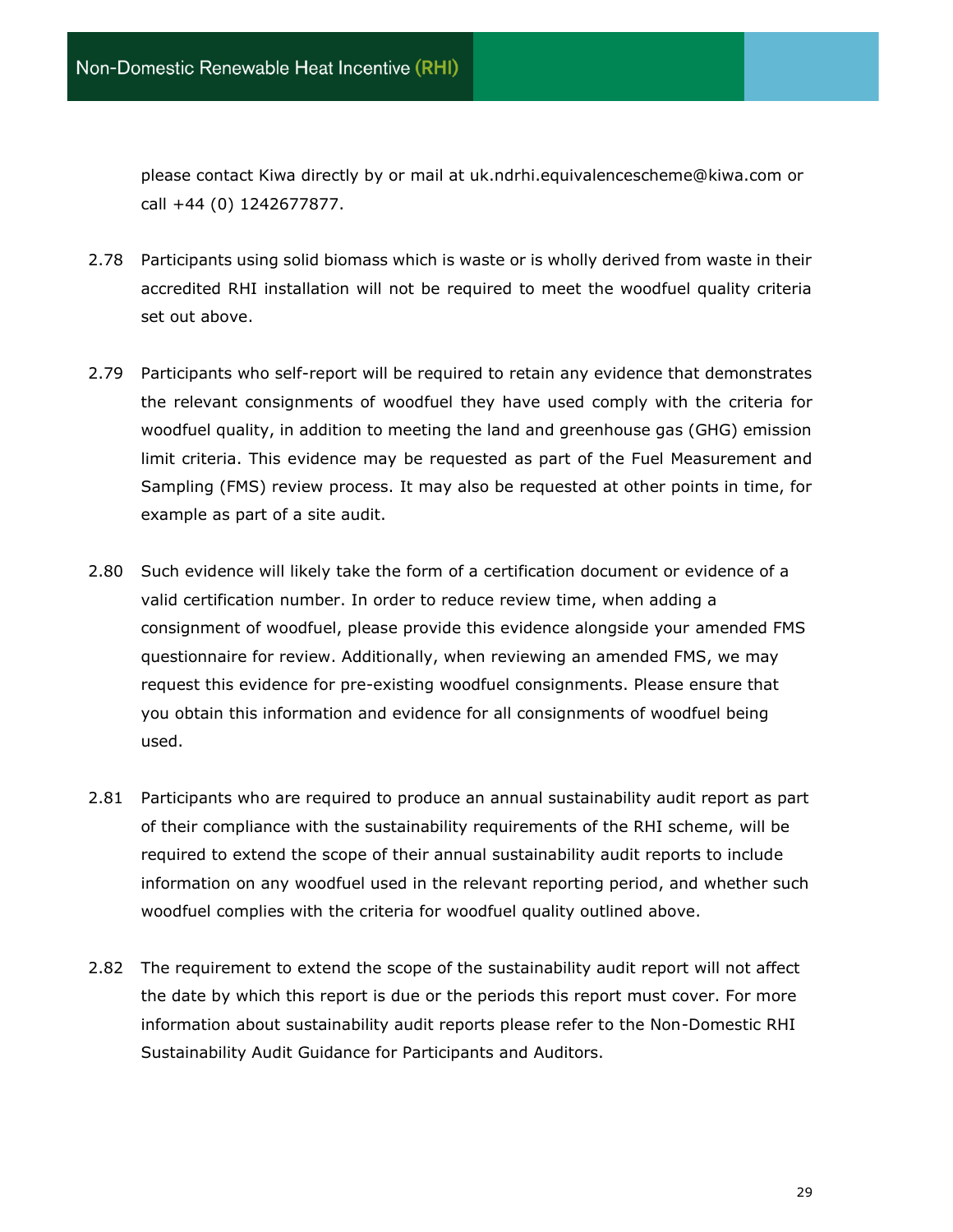please contact Kiwa directly by or mail at uk.ndrhi.equivalencescheme@kiwa.com or call +44 (0) 1242677877.

2.78 Participants using solid biomass which is waste or is wholly derived from waste in their accredited RHI installation will not be required to meet the woodfuel quality criteria set out above.

2.79 Participants who self-report will be required to retain any evidence that demonstrates the relevant consignments of woodfuel they have used comply with the criteria for woodfuel quality, in addition to meeting the land and greenhouse gas (GHG) emission limit criteria. This evidence may be requested as part of the Fuel Measurement and Sampling (FMS) review process. It may also be requested at other points in time, for example as part of a site audit.

2.80 Such evidence will likely take the form of a certification document or evidence of a valid certification number. In order to reduce review time, when adding a consignment of woodfuel, please provide this evidence alongside your amended FMS questionnaire for review. Additionally, when reviewing an amended FMS, we may request this evidence for pre-existing woodfuel consignments. Please ensure that you obtain this information and evidence for all consignments of woodfuel being used.

2.81 Participants who are required to produce an annual sustainability audit report as part of their compliance with the sustainability requirements of the RHI scheme, will be required to extend the scope of their annual sustainability audit reports to include information on any woodfuel used in the relevant reporting period, and whether such woodfuel complies with the criteria for woodfuel quality outlined above.

2.82 The requirement to extend the scope of the sustainability audit report will not affect the date by which this report is due or the periods this report must cover. For more information about sustainability audit reports please refer to the Non-Domestic RHI Sustainability Audit Guidance for Participants and Auditors.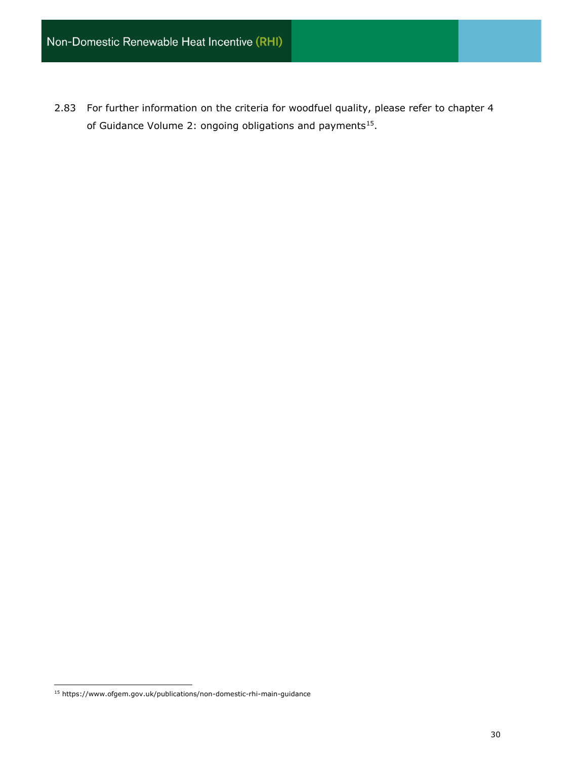2.83 For further information on the criteria for woodfuel quality, please refer to chapter 4 of Guidance Volume 2: ongoing obligations and payments[15].

[15] https://www.ofgem.gov.uk/publications/non-domestic-rhi-main-guidance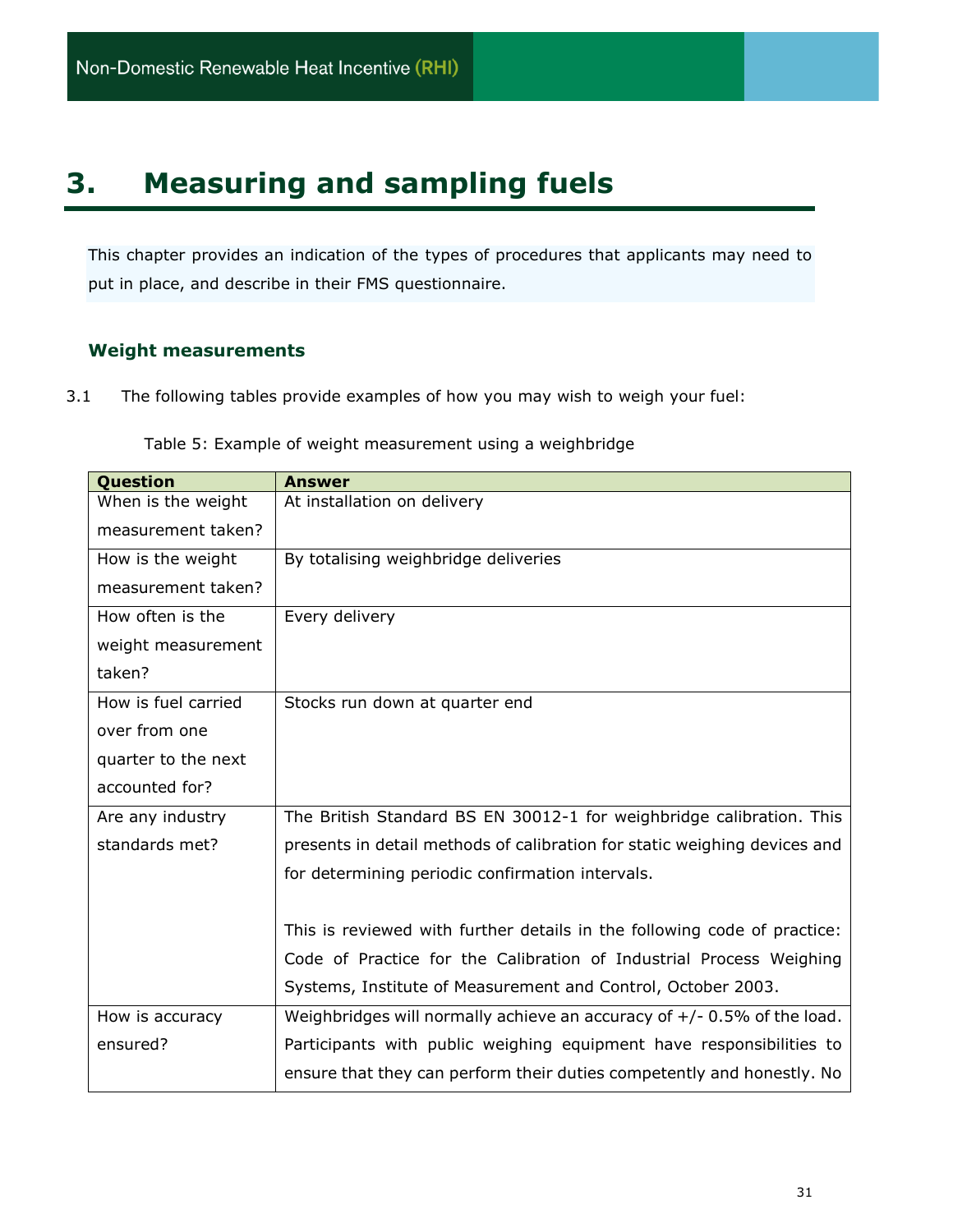# 3. Measuring and sampling fuels

This chapter provides an indication of the types of procedures that applicants may need to put in place, and describe in their FMS questionnaire.

### Weight measurements

3.1 The following tables provide examples of how you may wish to weigh your fuel:

Table 5: Example of weight measurement using a weighbridge

| Question | Answer |
|---|---|
| When is the weight measurement taken? | At installation on delivery |
| How is the weight measurement taken? | By totalising weighbridge deliveries |
| How often is the weight measurement taken? | Every delivery |
| How is fuel carried over from one quarter to the next accounted for? | Stocks run down at quarter end |
| Are any industry standards met? | The British Standard BS EN 30012-1 for weighbridge calibration. This presents in detail methods of calibration for static weighing devices and for determining periodic confirmation intervals.<br><br>This is reviewed with further details in the following code of practice: Code of Practice for the Calibration of Industrial Process Weighing Systems, Institute of Measurement and Control, October 2003. |
| How is accuracy ensured? | Weighbridges will normally achieve an accuracy of +/- 0.5% of the load. Participants with public weighing equipment have responsibilities to ensure that they can perform their duties competently and honestly. No |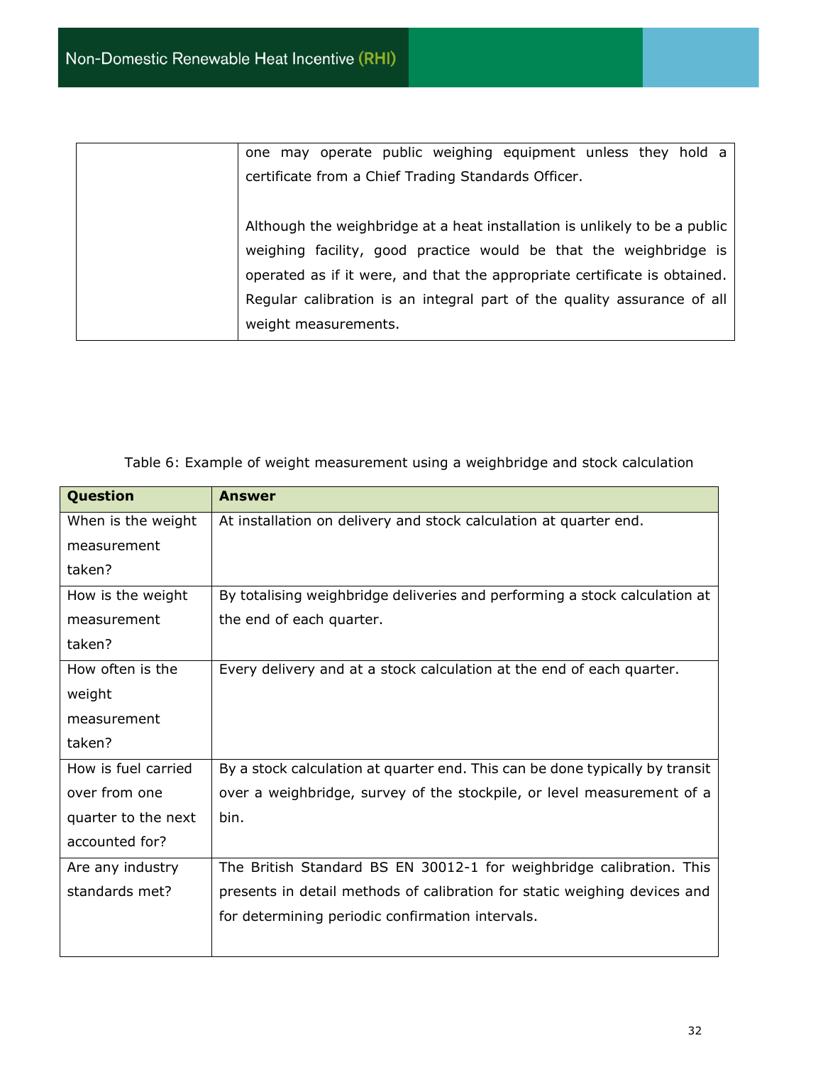| | one may operate public weighing equipment unless they hold a certificate from a Chief Trading Standards Officer.<br><br>Although the weighbridge at a heat installation is unlikely to be a public weighing facility, good practice would be that the weighbridge is operated as if it were, and that the appropriate certificate is obtained. Regular calibration is an integral part of the quality assurance of all weight measurements. |
|---|---|

Table 6: Example of weight measurement using a weighbridge and stock calculation

| **Question** | **Answer** |
|---|---|
| When is the weight measurement taken? | At installation on delivery and stock calculation at quarter end. |
| How is the weight measurement taken? | By totalising weighbridge deliveries and performing a stock calculation at the end of each quarter. |
| How often is the weight measurement taken? | Every delivery and at a stock calculation at the end of each quarter. |
| How is fuel carried over from one quarter to the next accounted for? | By a stock calculation at quarter end. This can be done typically by transit over a weighbridge, survey of the stockpile, or level measurement of a bin. |
| Are any industry standards met? | The British Standard BS EN 30012-1 for weighbridge calibration. This presents in detail methods of calibration for static weighing devices and for determining periodic confirmation intervals. |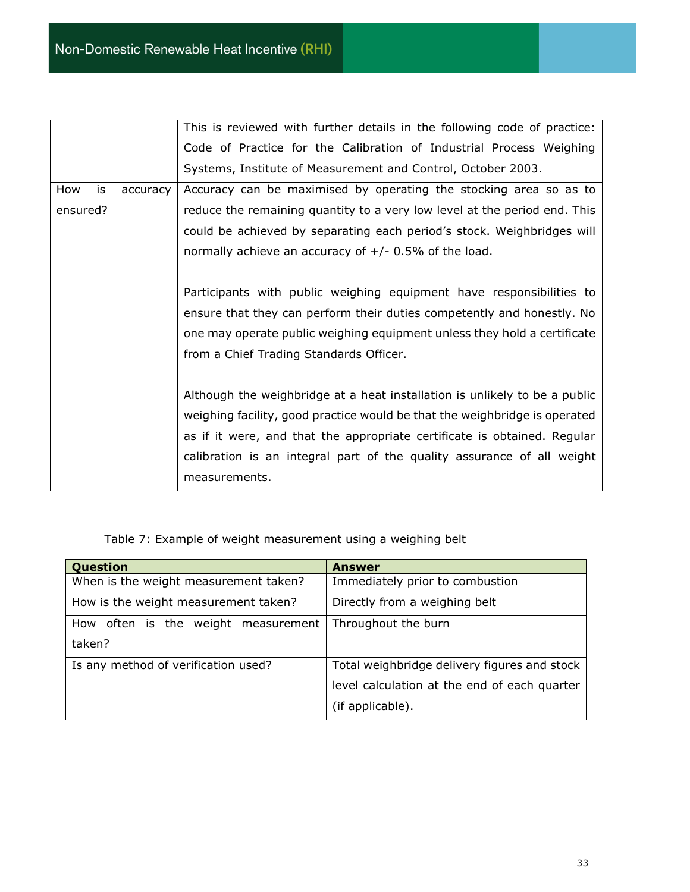|  |  |
|---|---|
|  | This is reviewed with further details in the following code of practice: Code of Practice for the Calibration of Industrial Process Weighing Systems, Institute of Measurement and Control, October 2003. |
| How is accuracy ensured? | Accuracy can be maximised by operating the stocking area so as to reduce the remaining quantity to a very low level at the period end. This could be achieved by separating each period's stock. Weighbridges will normally achieve an accuracy of +/- 0.5% of the load.<br><br>Participants with public weighing equipment have responsibilities to ensure that they can perform their duties competently and honestly. No one may operate public weighing equipment unless they hold a certificate from a Chief Trading Standards Officer.<br><br>Although the weighbridge at a heat installation is unlikely to be a public weighing facility, good practice would be that the weighbridge is operated as if it were, and that the appropriate certificate is obtained. Regular calibration is an integral part of the quality assurance of all weight measurements. |

Table 7: Example of weight measurement using a weighing belt

| Question | Answer |
|---|---|
| When is the weight measurement taken? | Immediately prior to combustion |
| How is the weight measurement taken? | Directly from a weighing belt |
| How often is the weight measurement taken? | Throughout the burn |
| Is any method of verification used? | Total weighbridge delivery figures and stock level calculation at the end of each quarter (if applicable). |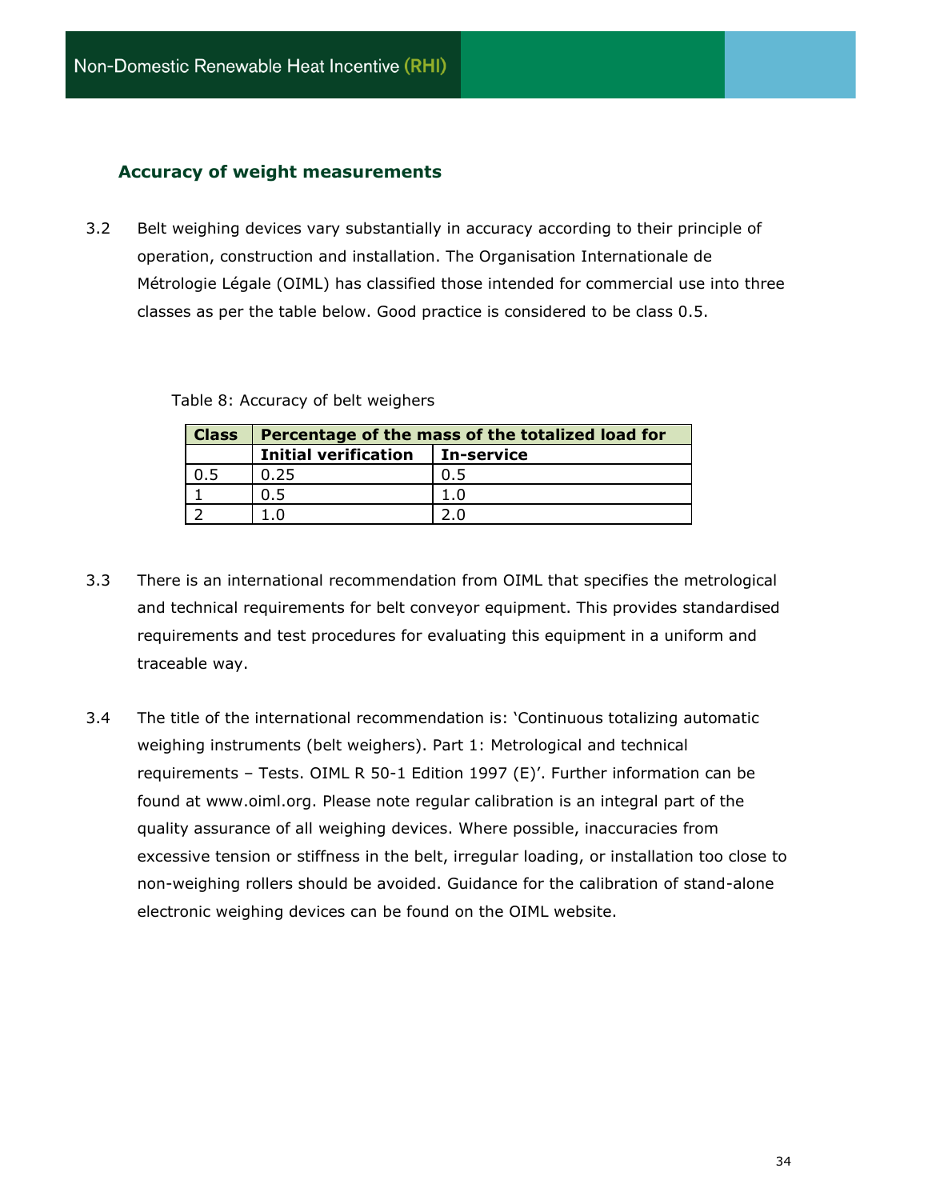### Accuracy of weight measurements

3.2 Belt weighing devices vary substantially in accuracy according to their principle of operation, construction and installation. The Organisation Internationale de Métrologie Légale (OIML) has classified those intended for commercial use into three classes as per the table below. Good practice is considered to be class 0.5.

Table 8: Accuracy of belt weighers

| Class | Percentage of the mass of the totalized load for | |
|---|---|---|
| | **Initial verification** | **In-service** |
| 0.5 | 0.25 | 0.5 |
| 1 | 0.5 | 1.0 |
| 2 | 1.0 | 2.0 |

3.3 There is an international recommendation from OIML that specifies the metrological and technical requirements for belt conveyor equipment. This provides standardised requirements and test procedures for evaluating this equipment in a uniform and traceable way.

3.4 The title of the international recommendation is: 'Continuous totalizing automatic weighing instruments (belt weighers). Part 1: Metrological and technical requirements – Tests. OIML R 50-1 Edition 1997 (E)'. Further information can be found at www.oiml.org. Please note regular calibration is an integral part of the quality assurance of all weighing devices. Where possible, inaccuracies from excessive tension or stiffness in the belt, irregular loading, or installation too close to non-weighing rollers should be avoided. Guidance for the calibration of stand-alone electronic weighing devices can be found on the OIML website.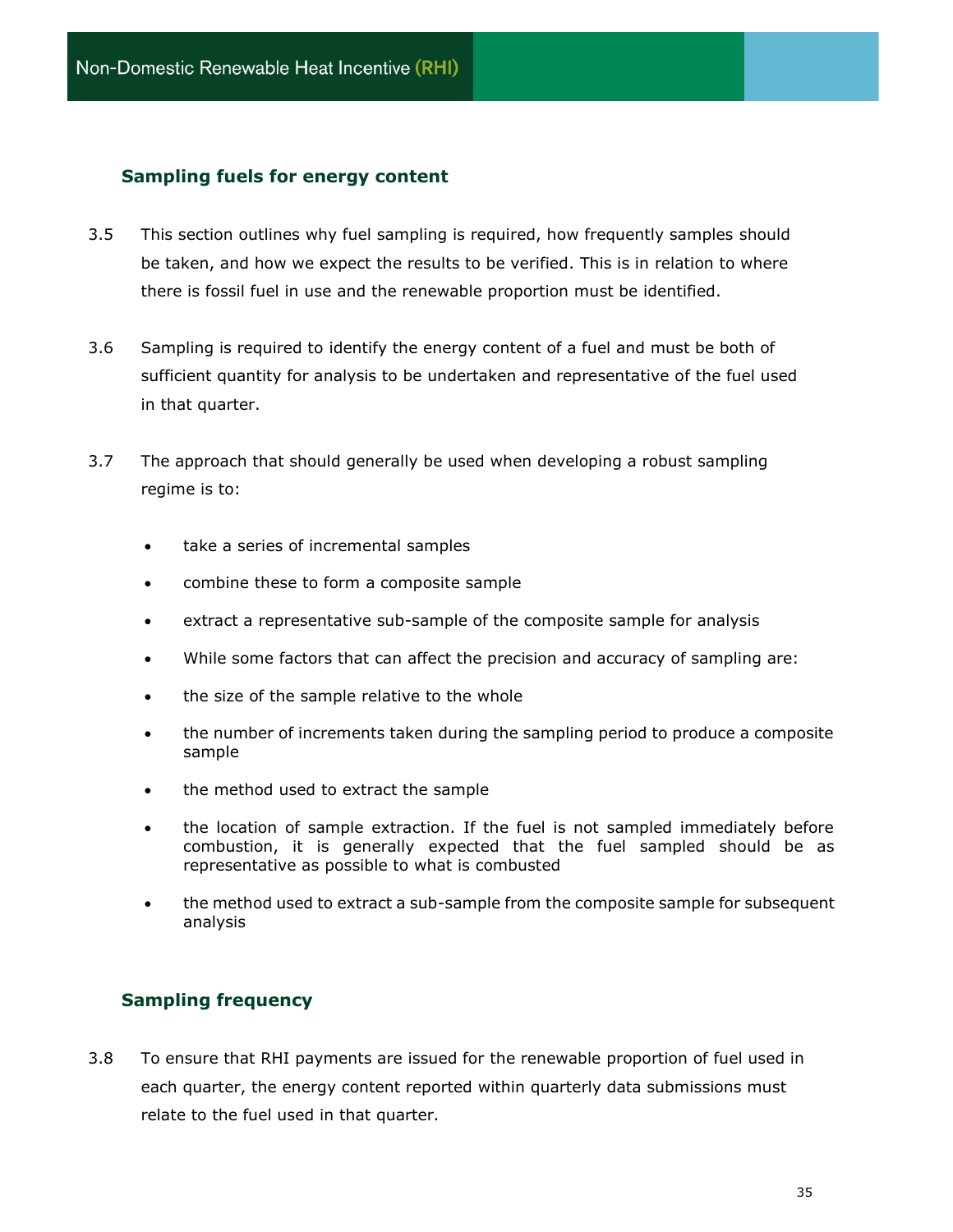## Sampling fuels for energy content

3.5 This section outlines why fuel sampling is required, how frequently samples should be taken, and how we expect the results to be verified. This is in relation to where there is fossil fuel in use and the renewable proportion must be identified.

3.6 Sampling is required to identify the energy content of a fuel and must be both of sufficient quantity for analysis to be undertaken and representative of the fuel used in that quarter.

3.7 The approach that should generally be used when developing a robust sampling regime is to:

- take a series of incremental samples
- combine these to form a composite sample
- extract a representative sub-sample of the composite sample for analysis
- While some factors that can affect the precision and accuracy of sampling are:
- the size of the sample relative to the whole
- the number of increments taken during the sampling period to produce a composite sample
- the method used to extract the sample
- the location of sample extraction. If the fuel is not sampled immediately before combustion, it is generally expected that the fuel sampled should be as representative as possible to what is combusted
- the method used to extract a sub-sample from the composite sample for subsequent analysis

## Sampling frequency

3.8 To ensure that RHI payments are issued for the renewable proportion of fuel used in each quarter, the energy content reported within quarterly data submissions must relate to the fuel used in that quarter.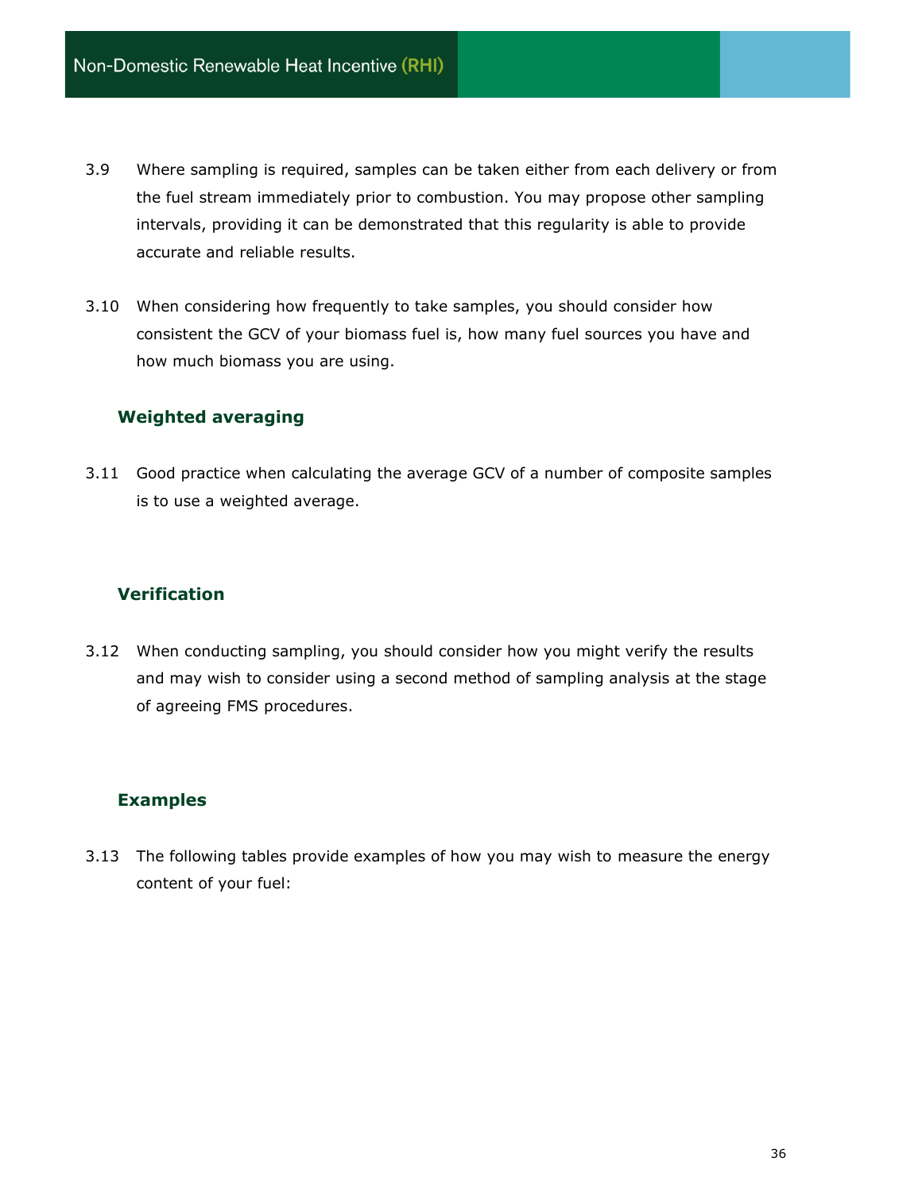3.9 Where sampling is required, samples can be taken either from each delivery or from the fuel stream immediately prior to combustion. You may propose other sampling intervals, providing it can be demonstrated that this regularity is able to provide accurate and reliable results.

3.10 When considering how frequently to take samples, you should consider how consistent the GCV of your biomass fuel is, how many fuel sources you have and how much biomass you are using.

### Weighted averaging

3.11 Good practice when calculating the average GCV of a number of composite samples is to use a weighted average.

### Verification

3.12 When conducting sampling, you should consider how you might verify the results and may wish to consider using a second method of sampling analysis at the stage of agreeing FMS procedures.

### Examples

3.13 The following tables provide examples of how you may wish to measure the energy content of your fuel: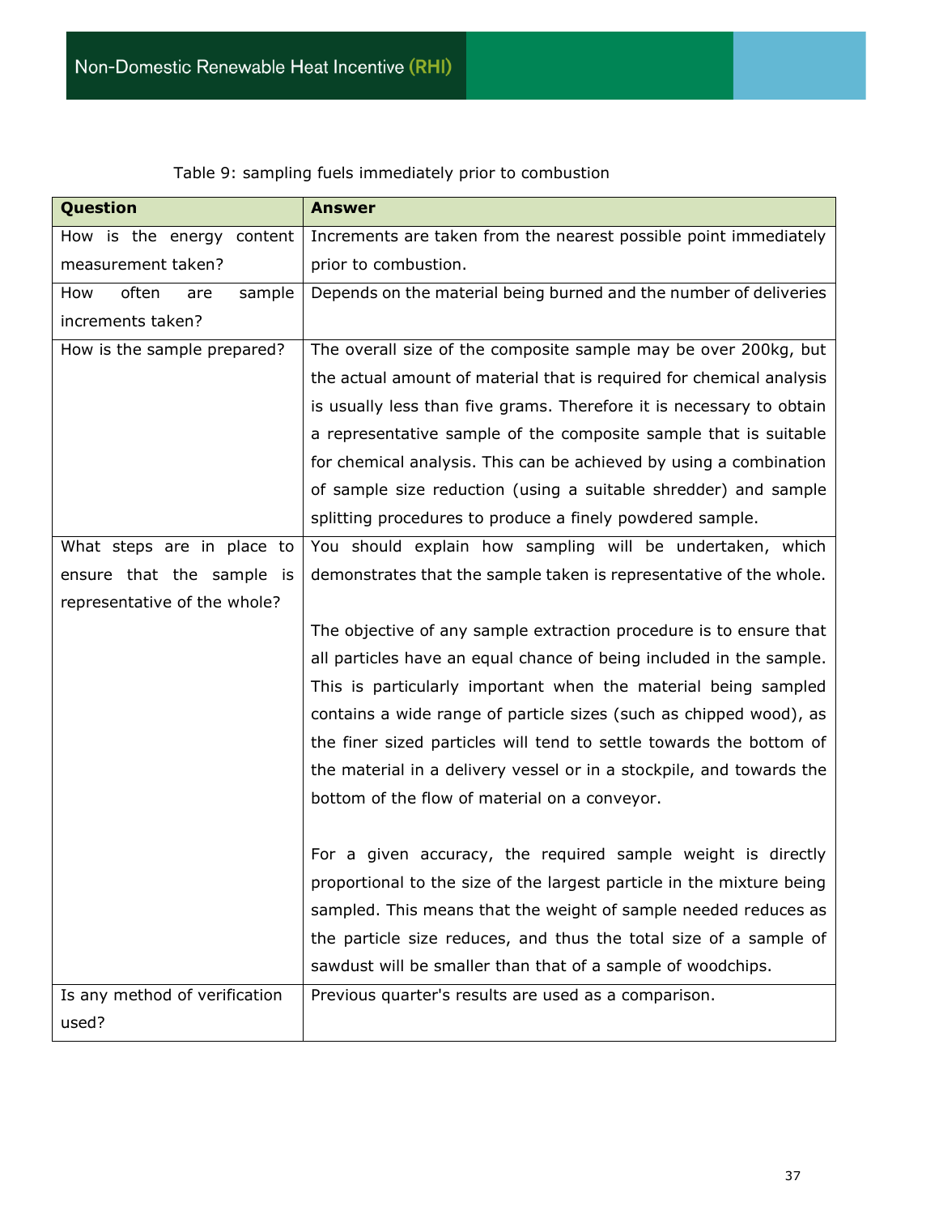Table 9: sampling fuels immediately prior to combustion

| Question | Answer |
|---|---|
| How is the energy content measurement taken? | Increments are taken from the nearest possible point immediately prior to combustion. |
| How often are sample increments taken? | Depends on the material being burned and the number of deliveries |
| How is the sample prepared? | The overall size of the composite sample may be over 200kg, but the actual amount of material that is required for chemical analysis is usually less than five grams. Therefore it is necessary to obtain a representative sample of the composite sample that is suitable for chemical analysis. This can be achieved by using a combination of sample size reduction (using a suitable shredder) and sample splitting procedures to produce a finely powdered sample. |
| What steps are in place to ensure that the sample is representative of the whole? | You should explain how sampling will be undertaken, which demonstrates that the sample taken is representative of the whole.<br><br>The objective of any sample extraction procedure is to ensure that all particles have an equal chance of being included in the sample. This is particularly important when the material being sampled contains a wide range of particle sizes (such as chipped wood), as the finer sized particles will tend to settle towards the bottom of the material in a delivery vessel or in a stockpile, and towards the bottom of the flow of material on a conveyor.<br><br>For a given accuracy, the required sample weight is directly proportional to the size of the largest particle in the mixture being sampled. This means that the weight of sample needed reduces as the particle size reduces, and thus the total size of a sample of sawdust will be smaller than that of a sample of woodchips. |
| Is any method of verification used? | Previous quarter's results are used as a comparison. |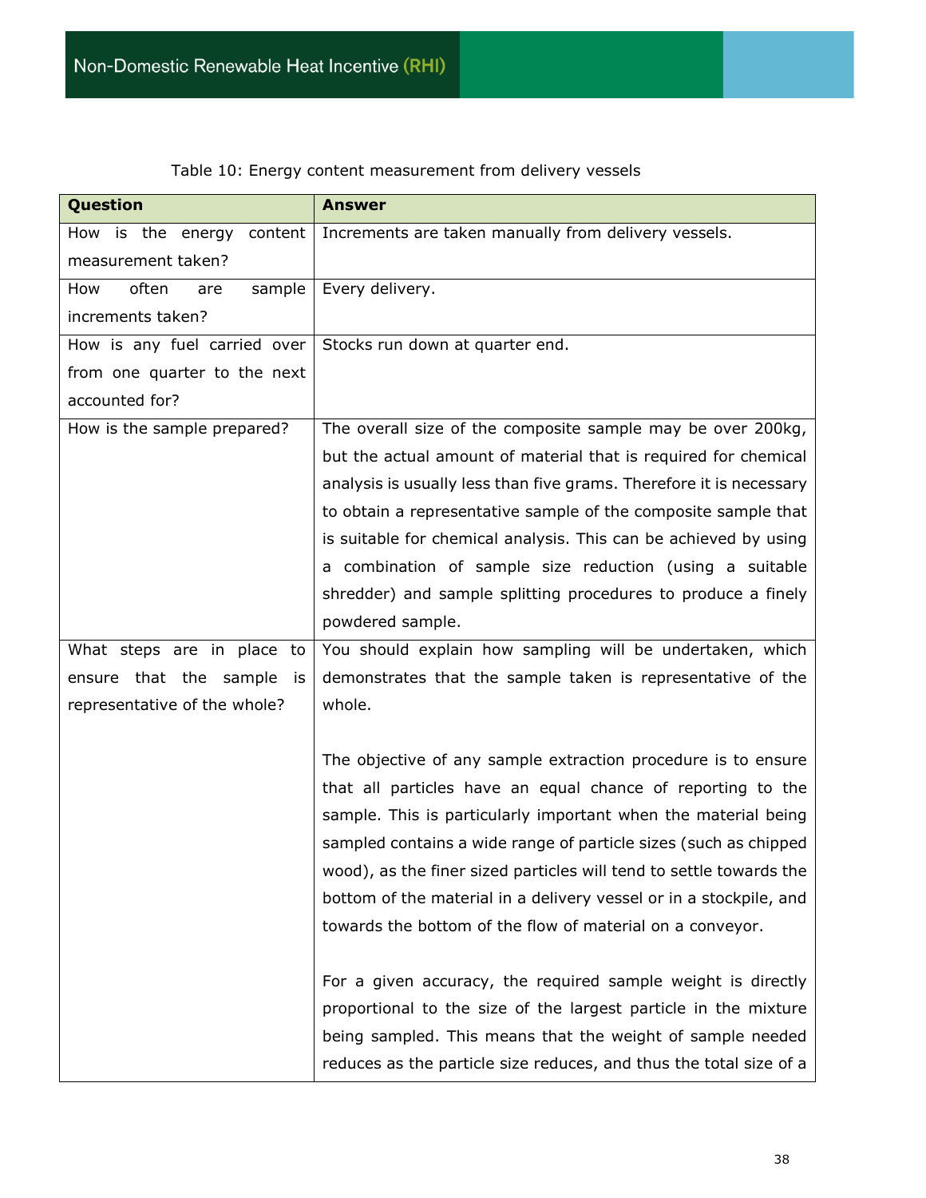Table 10: Energy content measurement from delivery vessels

| Question | Answer |
|---|---|
| How is the energy content measurement taken? | Increments are taken manually from delivery vessels. |
| How often are sample increments taken? | Every delivery. |
| How is any fuel carried over from one quarter to the next accounted for? | Stocks run down at quarter end. |
| How is the sample prepared? | The overall size of the composite sample may be over 200kg, but the actual amount of material that is required for chemical analysis is usually less than five grams. Therefore it is necessary to obtain a representative sample of the composite sample that is suitable for chemical analysis. This can be achieved by using a combination of sample size reduction (using a suitable shredder) and sample splitting procedures to produce a finely powdered sample. |
| What steps are in place to ensure that the sample is representative of the whole? | You should explain how sampling will be undertaken, which demonstrates that the sample taken is representative of the whole.<br><br>The objective of any sample extraction procedure is to ensure that all particles have an equal chance of reporting to the sample. This is particularly important when the material being sampled contains a wide range of particle sizes (such as chipped wood), as the finer sized particles will tend to settle towards the bottom of the material in a delivery vessel or in a stockpile, and towards the bottom of the flow of material on a conveyor.<br><br>For a given accuracy, the required sample weight is directly proportional to the size of the largest particle in the mixture being sampled. This means that the weight of sample needed reduces as the particle size reduces, and thus the total size of a |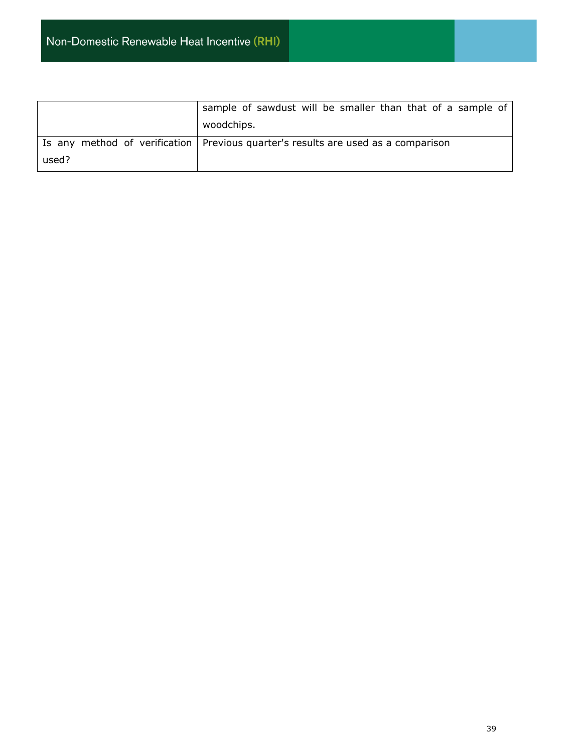| | |
|---|---|
| | sample of sawdust will be smaller than that of a sample of woodchips. |
| Is any method of verification used? | Previous quarter's results are used as a comparison |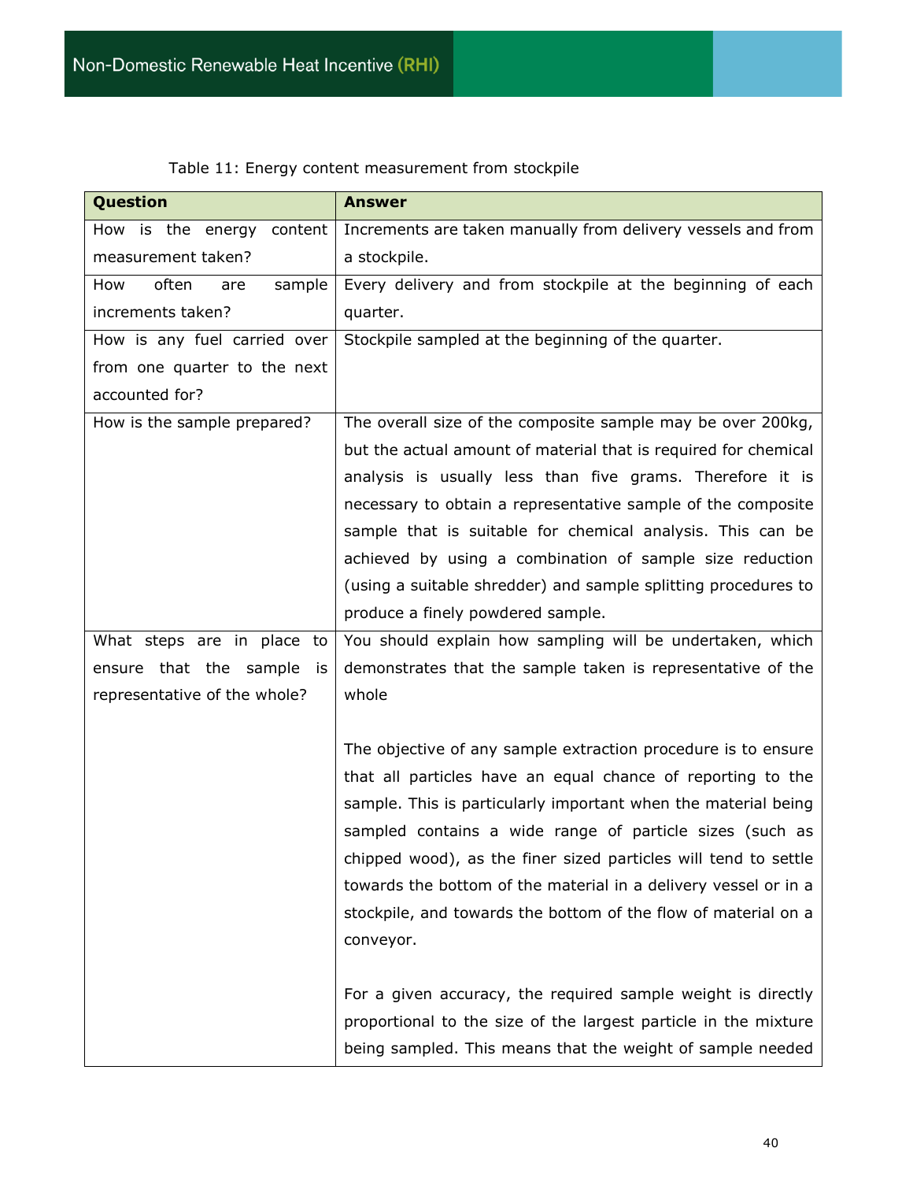Table 11: Energy content measurement from stockpile

| Question | Answer |
|---|---|
| How is the energy content measurement taken? | Increments are taken manually from delivery vessels and from a stockpile. |
| How often are sample increments taken? | Every delivery and from stockpile at the beginning of each quarter. |
| How is any fuel carried over from one quarter to the next accounted for? | Stockpile sampled at the beginning of the quarter. |
| How is the sample prepared? | The overall size of the composite sample may be over 200kg, but the actual amount of material that is required for chemical analysis is usually less than five grams. Therefore it is necessary to obtain a representative sample of the composite sample that is suitable for chemical analysis. This can be achieved by using a combination of sample size reduction (using a suitable shredder) and sample splitting procedures to produce a finely powdered sample. |
| What steps are in place to ensure that the sample is representative of the whole? | You should explain how sampling will be undertaken, which demonstrates that the sample taken is representative of the whole<br><br>The objective of any sample extraction procedure is to ensure that all particles have an equal chance of reporting to the sample. This is particularly important when the material being sampled contains a wide range of particle sizes (such as chipped wood), as the finer sized particles will tend to settle towards the bottom of the material in a delivery vessel or in a stockpile, and towards the bottom of the flow of material on a conveyor.<br><br>For a given accuracy, the required sample weight is directly proportional to the size of the largest particle in the mixture being sampled. This means that the weight of sample needed |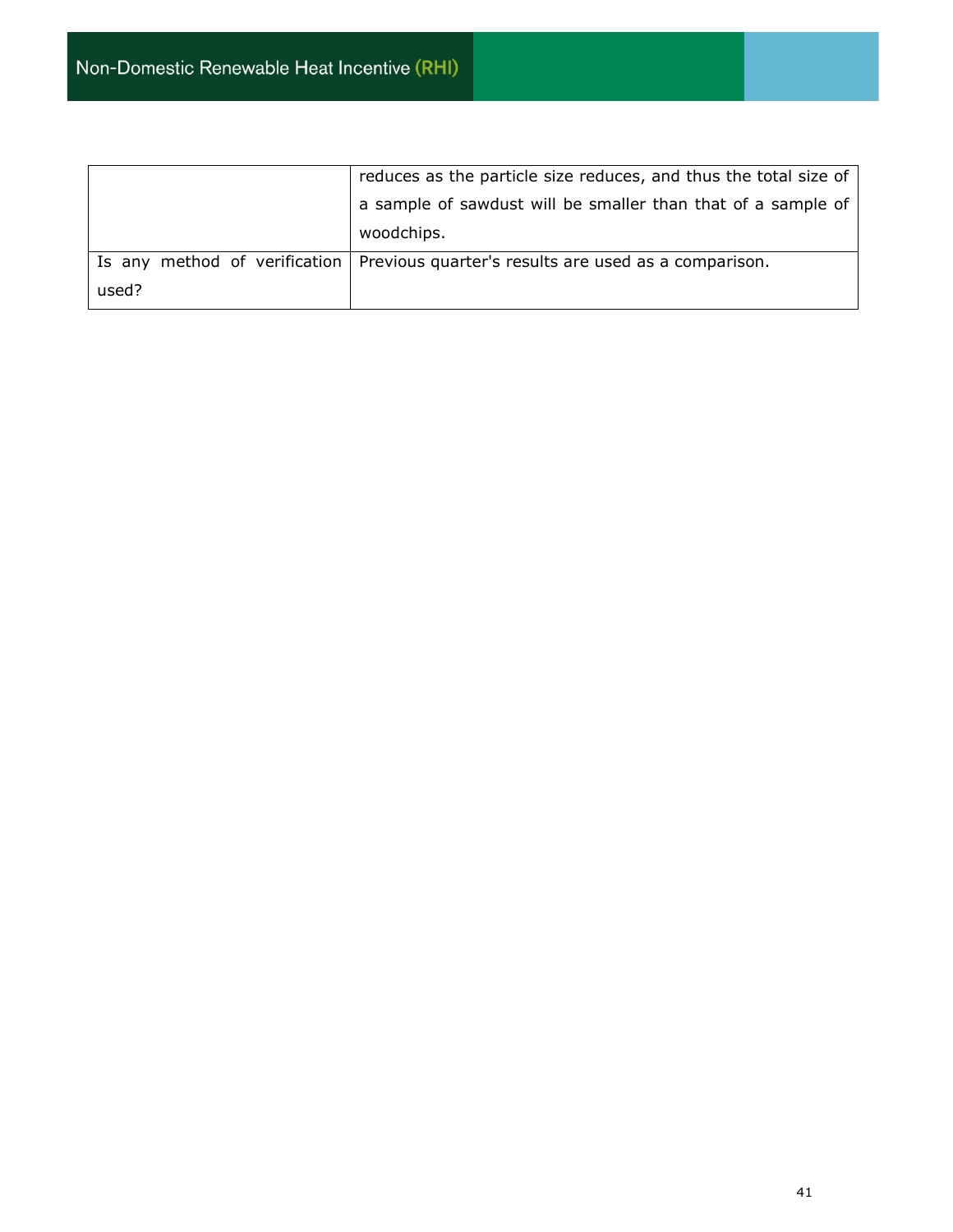| | |
|---|---|
| | reduces as the particle size reduces, and thus the total size of a sample of sawdust will be smaller than that of a sample of woodchips. |
| Is any method of verification used? | Previous quarter's results are used as a comparison. |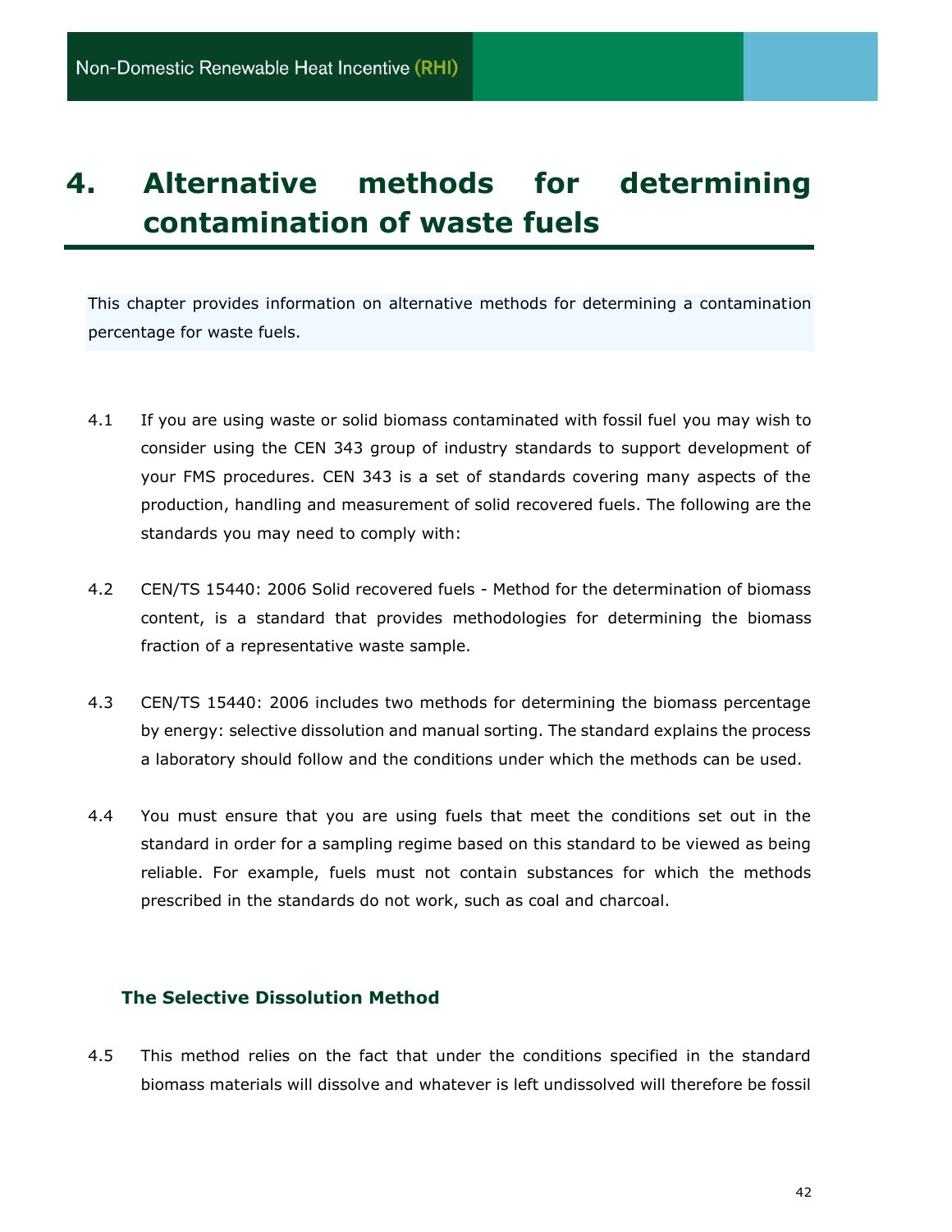# 4. Alternative methods for determining contamination of waste fuels

This chapter provides information on alternative methods for determining a contamination percentage for waste fuels.

4.1 If you are using waste or solid biomass contaminated with fossil fuel you may wish to consider using the CEN 343 group of industry standards to support development of your FMS procedures. CEN 343 is a set of standards covering many aspects of the production, handling and measurement of solid recovered fuels. The following are the standards you may need to comply with:

4.2 CEN/TS 15440: 2006 Solid recovered fuels - Method for the determination of biomass content, is a standard that provides methodologies for determining the biomass fraction of a representative waste sample.

4.3 CEN/TS 15440: 2006 includes two methods for determining the biomass percentage by energy: selective dissolution and manual sorting. The standard explains the process a laboratory should follow and the conditions under which the methods can be used.

4.4 You must ensure that you are using fuels that meet the conditions set out in the standard in order for a sampling regime based on this standard to be viewed as being reliable. For example, fuels must not contain substances for which the methods prescribed in the standards do not work, such as coal and charcoal.

### The Selective Dissolution Method

4.5 This method relies on the fact that under the conditions specified in the standard biomass materials will dissolve and whatever is left undissolved will therefore be fossil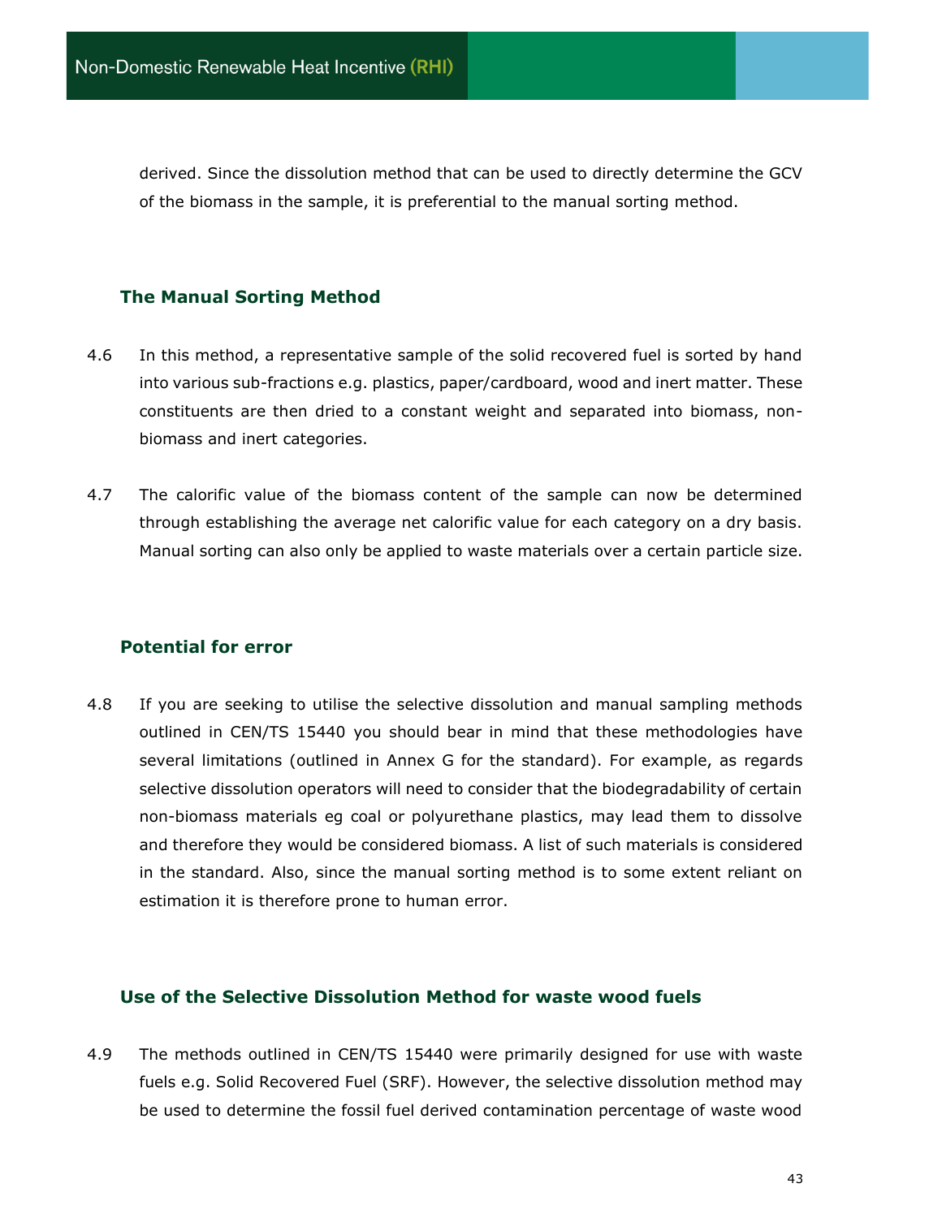derived. Since the dissolution method that can be used to directly determine the GCV of the biomass in the sample, it is preferential to the manual sorting method.

### The Manual Sorting Method

4.6 In this method, a representative sample of the solid recovered fuel is sorted by hand into various sub-fractions e.g. plastics, paper/cardboard, wood and inert matter. These constituents are then dried to a constant weight and separated into biomass, non-biomass and inert categories.

4.7 The calorific value of the biomass content of the sample can now be determined through establishing the average net calorific value for each category on a dry basis. Manual sorting can also only be applied to waste materials over a certain particle size.

### Potential for error

4.8 If you are seeking to utilise the selective dissolution and manual sampling methods outlined in CEN/TS 15440 you should bear in mind that these methodologies have several limitations (outlined in Annex G for the standard). For example, as regards selective dissolution operators will need to consider that the biodegradability of certain non-biomass materials eg coal or polyurethane plastics, may lead them to dissolve and therefore they would be considered biomass. A list of such materials is considered in the standard. Also, since the manual sorting method is to some extent reliant on estimation it is therefore prone to human error.

### Use of the Selective Dissolution Method for waste wood fuels

4.9 The methods outlined in CEN/TS 15440 were primarily designed for use with waste fuels e.g. Solid Recovered Fuel (SRF). However, the selective dissolution method may be used to determine the fossil fuel derived contamination percentage of waste wood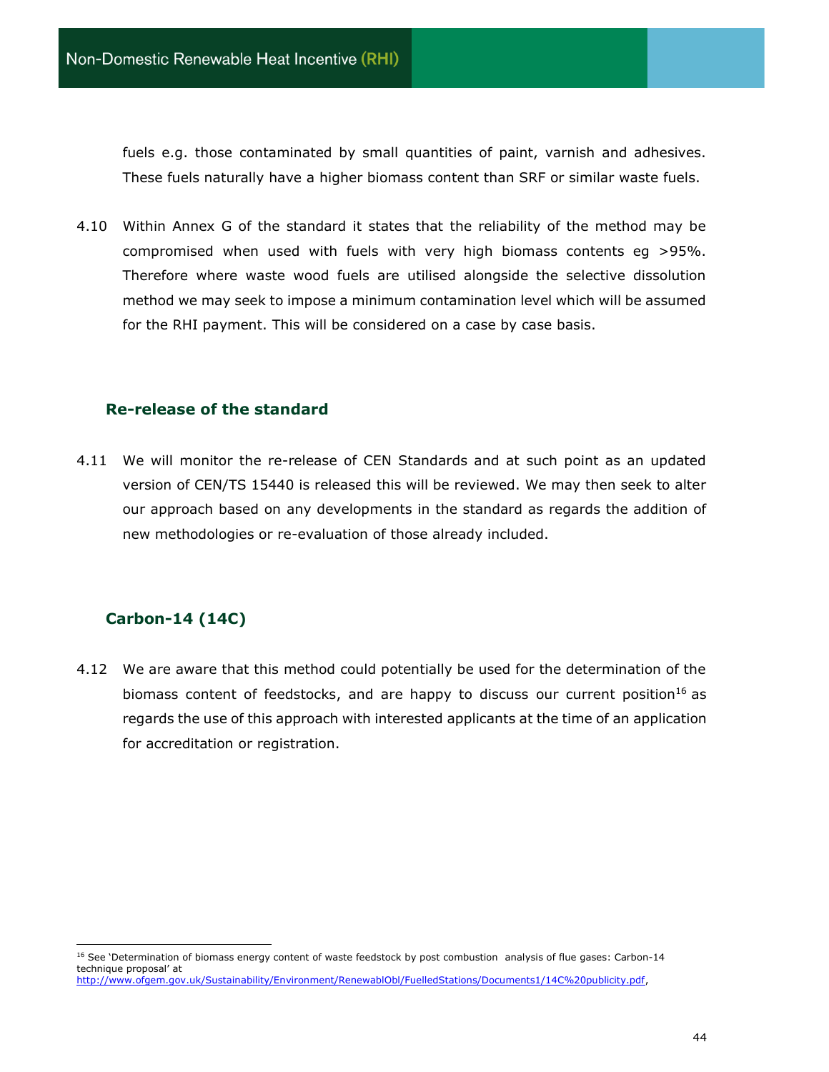fuels e.g. those contaminated by small quantities of paint, varnish and adhesives. These fuels naturally have a higher biomass content than SRF or similar waste fuels.

4.10 Within Annex G of the standard it states that the reliability of the method may be compromised when used with fuels with very high biomass contents eg >95%. Therefore where waste wood fuels are utilised alongside the selective dissolution method we may seek to impose a minimum contamination level which will be assumed for the RHI payment. This will be considered on a case by case basis.

### Re-release of the standard

4.11 We will monitor the re-release of CEN Standards and at such point as an updated version of CEN/TS 15440 is released this will be reviewed. We may then seek to alter our approach based on any developments in the standard as regards the addition of new methodologies or re-evaluation of those already included.

### Carbon-14 (14C)

4.12 We are aware that this method could potentially be used for the determination of the biomass content of feedstocks, and are happy to discuss our current position[16] as regards the use of this approach with interested applicants at the time of an application for accreditation or registration.

---

[16] See 'Determination of biomass energy content of waste feedstock by post combustion analysis of flue gases: Carbon-14 technique proposal' at http://www.ofgem.gov.uk/Sustainability/Environment/RenewablObl/FuelledStations/Documents1/14C%20publicity.pdf,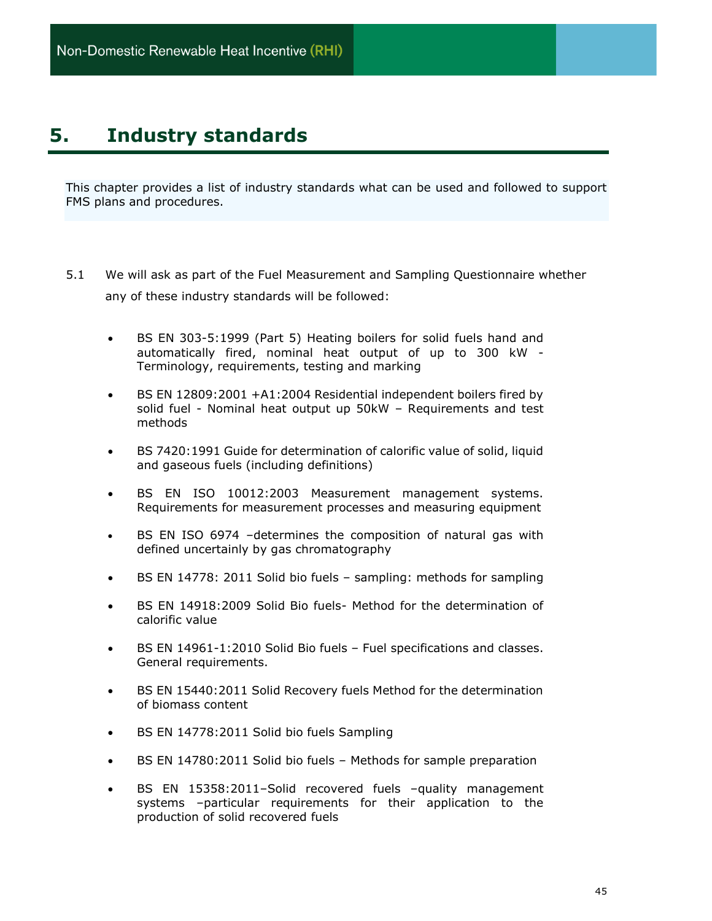# 5. Industry standards

This chapter provides a list of industry standards what can be used and followed to support FMS plans and procedures.

5.1 We will ask as part of the Fuel Measurement and Sampling Questionnaire whether any of these industry standards will be followed:

- BS EN 303-5:1999 (Part 5) Heating boilers for solid fuels hand and automatically fired, nominal heat output of up to 300 kW - Terminology, requirements, testing and marking
- BS EN 12809:2001 +A1:2004 Residential independent boilers fired by solid fuel - Nominal heat output up 50kW – Requirements and test methods
- BS 7420:1991 Guide for determination of calorific value of solid, liquid and gaseous fuels (including definitions)
- BS EN ISO 10012:2003 Measurement management systems. Requirements for measurement processes and measuring equipment
- BS EN ISO 6974 –determines the composition of natural gas with defined uncertainly by gas chromatography
- BS EN 14778: 2011 Solid bio fuels – sampling: methods for sampling
- BS EN 14918:2009 Solid Bio fuels- Method for the determination of calorific value
- BS EN 14961-1:2010 Solid Bio fuels – Fuel specifications and classes. General requirements.
- BS EN 15440:2011 Solid Recovery fuels Method for the determination of biomass content
- BS EN 14778:2011 Solid bio fuels Sampling
- BS EN 14780:2011 Solid bio fuels – Methods for sample preparation
- BS EN 15358:2011–Solid recovered fuels –quality management systems –particular requirements for their application to the production of solid recovered fuels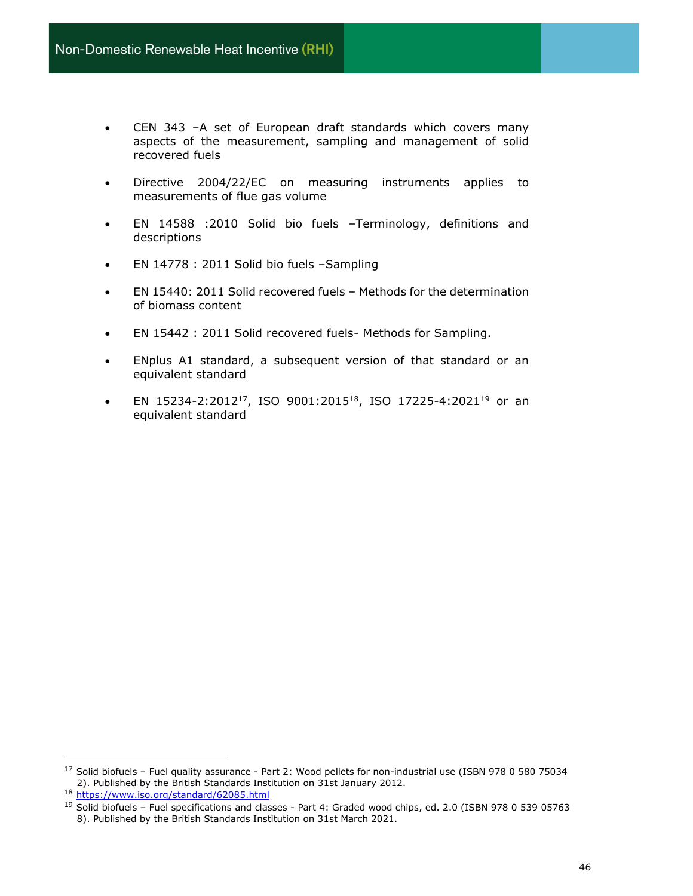- CEN 343 –A set of European draft standards which covers many aspects of the measurement, sampling and management of solid recovered fuels
- Directive 2004/22/EC on measuring instruments applies to measurements of flue gas volume
- EN 14588 :2010 Solid bio fuels –Terminology, definitions and descriptions
- EN 14778 : 2011 Solid bio fuels –Sampling
- EN 15440: 2011 Solid recovered fuels – Methods for the determination of biomass content
- EN 15442 : 2011 Solid recovered fuels- Methods for Sampling.
- ENplus A1 standard, a subsequent version of that standard or an equivalent standard
- EN 15234-2:2012[17], ISO 9001:2015[18], ISO 17225-4:2021[19] or an equivalent standard

---

[17] Solid biofuels – Fuel quality assurance - Part 2: Wood pellets for non-industrial use (ISBN 978 0 580 75034 2). Published by the British Standards Institution on 31st January 2012.

[18] https://www.iso.org/standard/62085.html

[19] Solid biofuels – Fuel specifications and classes - Part 4: Graded wood chips, ed. 2.0 (ISBN 978 0 539 05763 8). Published by the British Standards Institution on 31st March 2021.